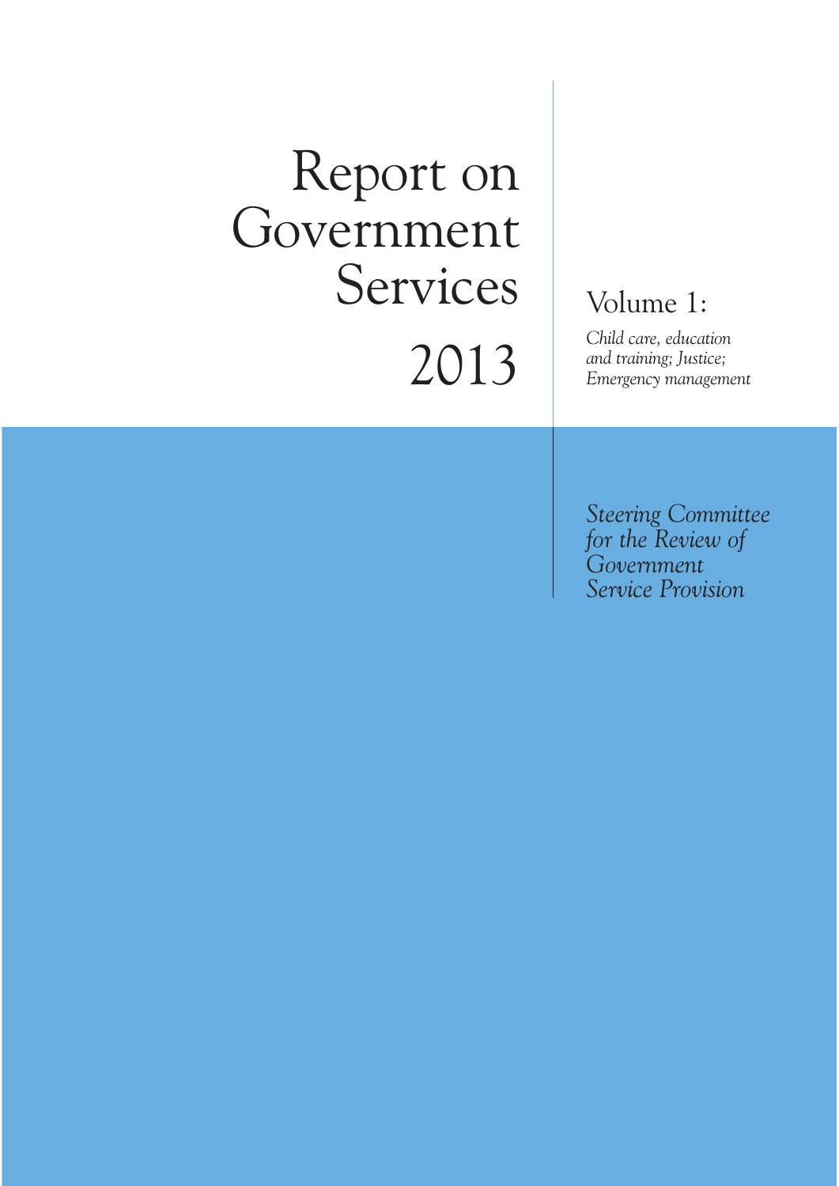# Report on Government Services 2013

## Volume 1:

*Child care, education and training; Justice; Emergency management*

*Steering Committee for the Review of Government Service Provision*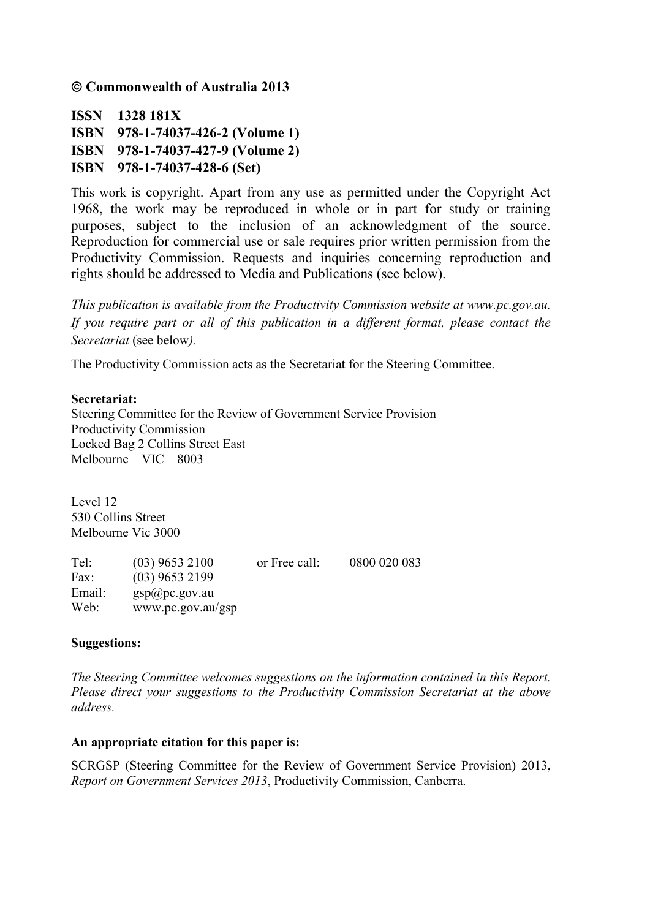**© Commonwealth of Australia 2013**

**ISSN 1328 181X**
**ISBN 978-1-74037-426-2 (Volume 1)**
**ISBN 978-1-74037-427-9 (Volume 2)**
**ISBN 978-1-74037-428-6 (Set)**

This work is copyright. Apart from any use as permitted under the Copyright Act 1968, the work may be reproduced in whole or in part for study or training purposes, subject to the inclusion of an acknowledgment of the source. Reproduction for commercial use or sale requires prior written permission from the Productivity Commission. Requests and inquiries concerning reproduction and rights should be addressed to Media and Publications (see below).

*This publication is available from the Productivity Commission website at www.pc.gov.au. If you require part or all of this publication in a different format, please contact the Secretariat* (see below*).*

The Productivity Commission acts as the Secretariat for the Steering Committee.

**Secretariat:**
Steering Committee for the Review of Government Service Provision
Productivity Commission
Locked Bag 2 Collins Street East
Melbourne VIC 8003

Level 12
530 Collins Street
Melbourne Vic 3000

Tel: (03) 9653 2100 or Free call: 0800 020 083
Fax: (03) 9653 2199
Email: gsp@pc.gov.au
Web: www.pc.gov.au/gsp

**Suggestions:**

*The Steering Committee welcomes suggestions on the information contained in this Report. Please direct your suggestions to the Productivity Commission Secretariat at the above address.*

**An appropriate citation for this paper is:**

SCRGSP (Steering Committee for the Review of Government Service Provision) 2013, *Report on Government Services 2013*, Productivity Commission, Canberra.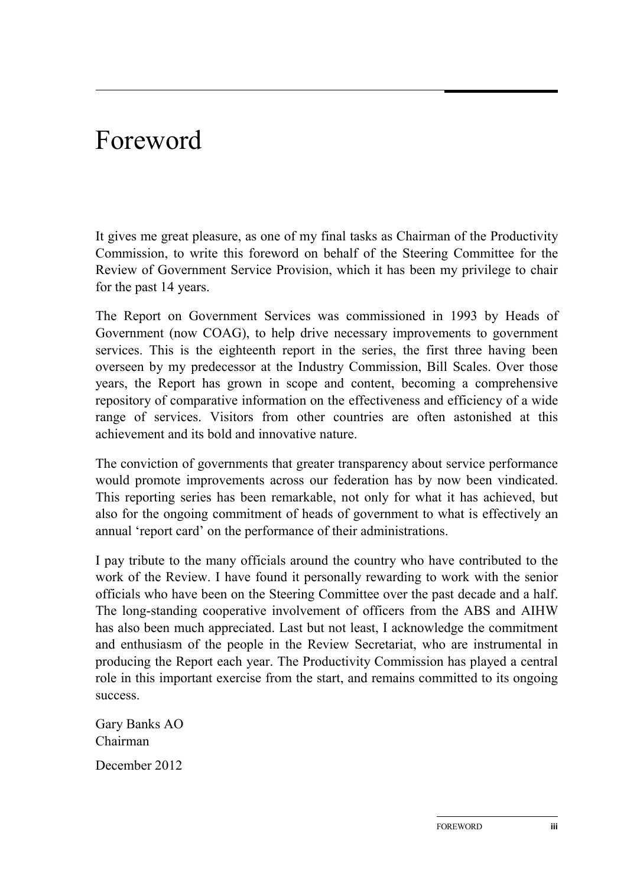# Foreword

It gives me great pleasure, as one of my final tasks as Chairman of the Productivity Commission, to write this foreword on behalf of the Steering Committee for the Review of Government Service Provision, which it has been my privilege to chair for the past 14 years.

The Report on Government Services was commissioned in 1993 by Heads of Government (now COAG), to help drive necessary improvements to government services. This is the eighteenth report in the series, the first three having been overseen by my predecessor at the Industry Commission, Bill Scales. Over those years, the Report has grown in scope and content, becoming a comprehensive repository of comparative information on the effectiveness and efficiency of a wide range of services. Visitors from other countries are often astonished at this achievement and its bold and innovative nature.

The conviction of governments that greater transparency about service performance would promote improvements across our federation has by now been vindicated. This reporting series has been remarkable, not only for what it has achieved, but also for the ongoing commitment of heads of government to what is effectively an annual 'report card' on the performance of their administrations.

I pay tribute to the many officials around the country who have contributed to the work of the Review. I have found it personally rewarding to work with the senior officials who have been on the Steering Committee over the past decade and a half. The long-standing cooperative involvement of officers from the ABS and AIHW has also been much appreciated. Last but not least, I acknowledge the commitment and enthusiasm of the people in the Review Secretariat, who are instrumental in producing the Report each year. The Productivity Commission has played a central role in this important exercise from the start, and remains committed to its ongoing success.

Gary Banks AO
Chairman

December 2012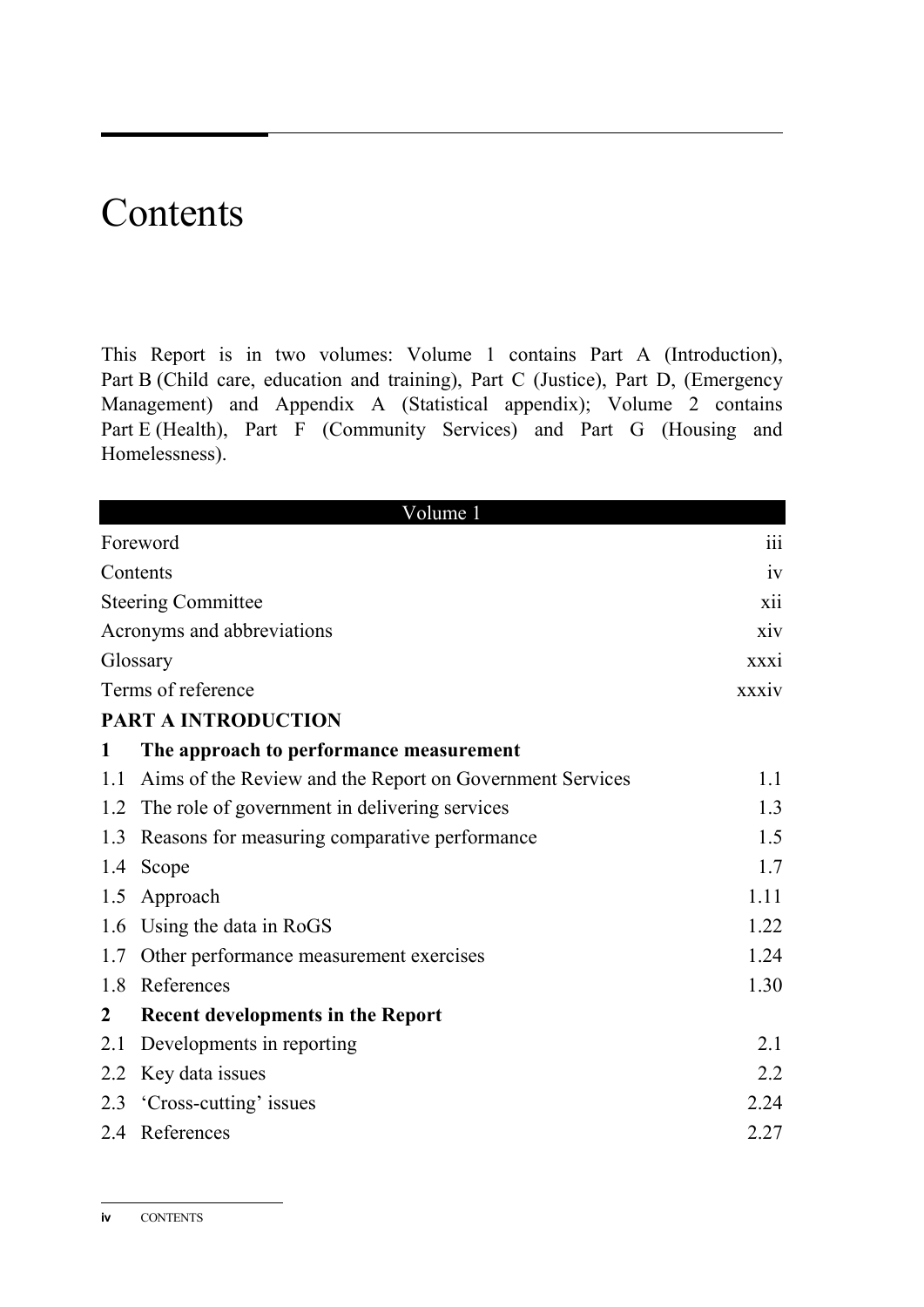# Contents

This Report is in two volumes: Volume 1 contains Part A (Introduction), Part B (Child care, education and training), Part C (Justice), Part D, (Emergency Management) and Appendix A (Statistical appendix); Volume 2 contains Part E (Health), Part F (Community Services) and Part G (Housing and Homelessness).

| Volume 1 | |
|---|---|
| Foreword | iii |
| Contents | iv |
| Steering Committee | xii |
| Acronyms and abbreviations | xiv |
| Glossary | xxxi |
| Terms of reference | xxxiv |
| **PART A INTRODUCTION** | |
| **1 The approach to performance measurement** | |
| 1.1 Aims of the Review and the Report on Government Services | 1.1 |
| 1.2 The role of government in delivering services | 1.3 |
| 1.3 Reasons for measuring comparative performance | 1.5 |
| 1.4 Scope | 1.7 |
| 1.5 Approach | 1.11 |
| 1.6 Using the data in RoGS | 1.22 |
| 1.7 Other performance measurement exercises | 1.24 |
| 1.8 References | 1.30 |
| **2 Recent developments in the Report** | |
| 2.1 Developments in reporting | 2.1 |
| 2.2 Key data issues | 2.2 |
| 2.3 'Cross-cutting' issues | 2.24 |
| 2.4 References | 2.27 |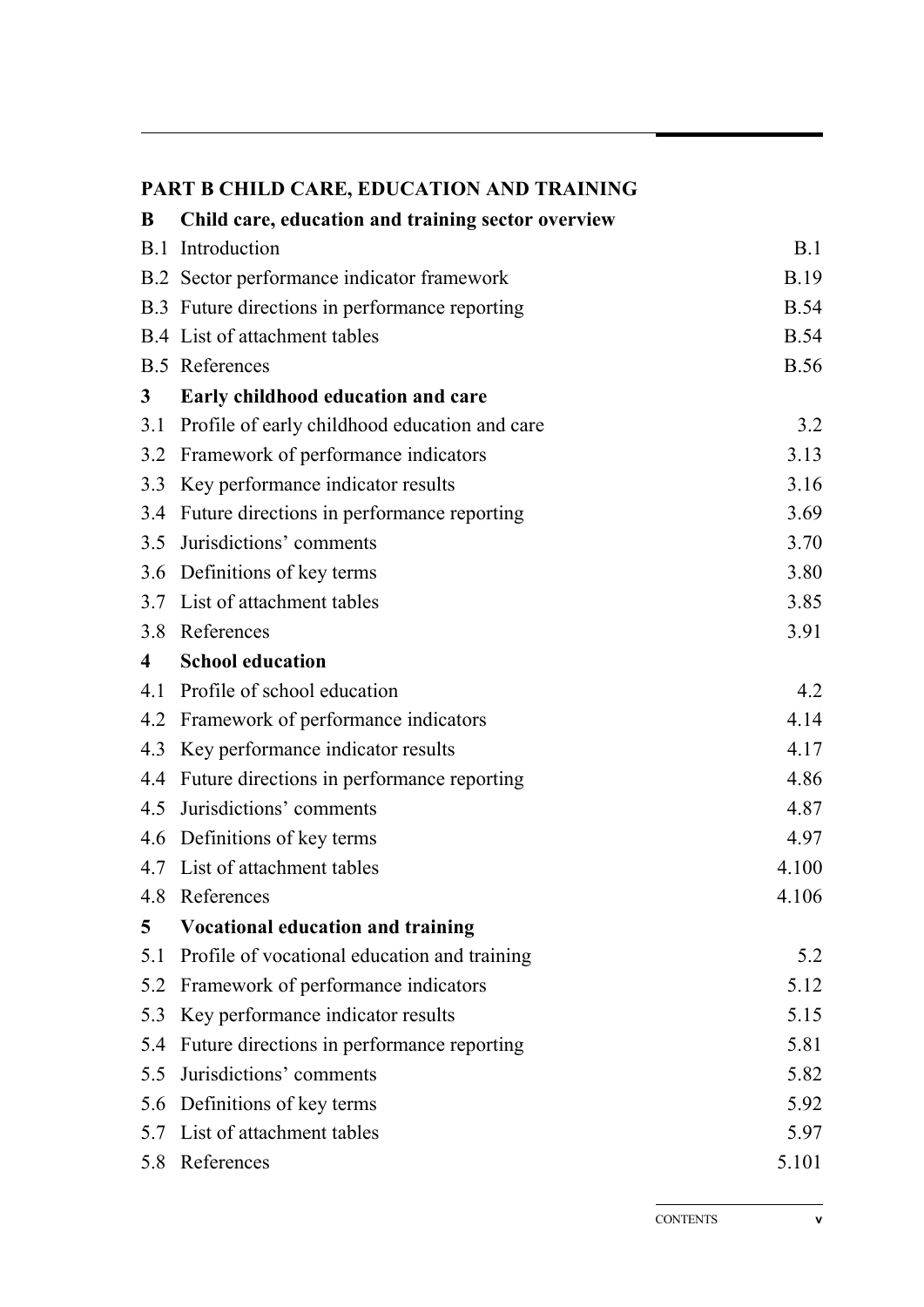**PART B CHILD CARE, EDUCATION AND TRAINING**

| | | |
|---|---|---|
| **B** | **Child care, education and training sector overview** | |
| B.1 | Introduction | B.1 |
| B.2 | Sector performance indicator framework | B.19 |
| B.3 | Future directions in performance reporting | B.54 |
| B.4 | List of attachment tables | B.54 |
| B.5 | References | B.56 |
| **3** | **Early childhood education and care** | |
| 3.1 | Profile of early childhood education and care | 3.2 |
| 3.2 | Framework of performance indicators | 3.13 |
| 3.3 | Key performance indicator results | 3.16 |
| 3.4 | Future directions in performance reporting | 3.69 |
| 3.5 | Jurisdictions' comments | 3.70 |
| 3.6 | Definitions of key terms | 3.80 |
| 3.7 | List of attachment tables | 3.85 |
| 3.8 | References | 3.91 |
| **4** | **School education** | |
| 4.1 | Profile of school education | 4.2 |
| 4.2 | Framework of performance indicators | 4.14 |
| 4.3 | Key performance indicator results | 4.17 |
| 4.4 | Future directions in performance reporting | 4.86 |
| 4.5 | Jurisdictions' comments | 4.87 |
| 4.6 | Definitions of key terms | 4.97 |
| 4.7 | List of attachment tables | 4.100 |
| 4.8 | References | 4.106 |
| **5** | **Vocational education and training** | |
| 5.1 | Profile of vocational education and training | 5.2 |
| 5.2 | Framework of performance indicators | 5.12 |
| 5.3 | Key performance indicator results | 5.15 |
| 5.4 | Future directions in performance reporting | 5.81 |
| 5.5 | Jurisdictions' comments | 5.82 |
| 5.6 | Definitions of key terms | 5.92 |
| 5.7 | List of attachment tables | 5.97 |
| 5.8 | References | 5.101 |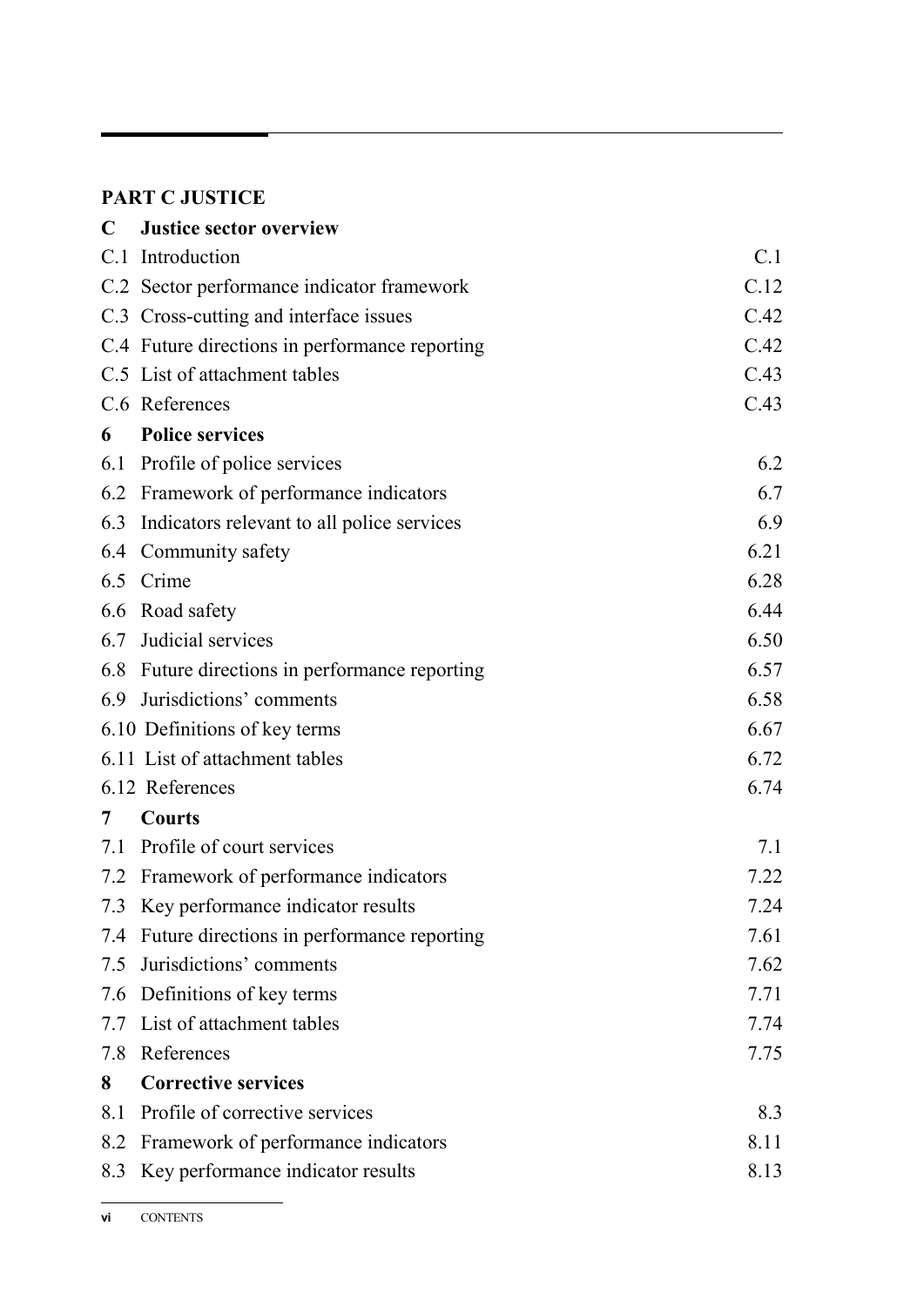**PART C JUSTICE**

| | | |
|---|---|---|
| **C** | **Justice sector overview** | |
| C.1 | Introduction | C.1 |
| C.2 | Sector performance indicator framework | C.12 |
| C.3 | Cross-cutting and interface issues | C.42 |
| C.4 | Future directions in performance reporting | C.42 |
| C.5 | List of attachment tables | C.43 |
| C.6 | References | C.43 |
| **6** | **Police services** | |
| 6.1 | Profile of police services | 6.2 |
| 6.2 | Framework of performance indicators | 6.7 |
| 6.3 | Indicators relevant to all police services | 6.9 |
| 6.4 | Community safety | 6.21 |
| 6.5 | Crime | 6.28 |
| 6.6 | Road safety | 6.44 |
| 6.7 | Judicial services | 6.50 |
| 6.8 | Future directions in performance reporting | 6.57 |
| 6.9 | Jurisdictions' comments | 6.58 |
| 6.10 | Definitions of key terms | 6.67 |
| 6.11 | List of attachment tables | 6.72 |
| 6.12 | References | 6.74 |
| **7** | **Courts** | |
| 7.1 | Profile of court services | 7.1 |
| 7.2 | Framework of performance indicators | 7.22 |
| 7.3 | Key performance indicator results | 7.24 |
| 7.4 | Future directions in performance reporting | 7.61 |
| 7.5 | Jurisdictions' comments | 7.62 |
| 7.6 | Definitions of key terms | 7.71 |
| 7.7 | List of attachment tables | 7.74 |
| 7.8 | References | 7.75 |
| **8** | **Corrective services** | |
| 8.1 | Profile of corrective services | 8.3 |
| 8.2 | Framework of performance indicators | 8.11 |
| 8.3 | Key performance indicator results | 8.13 |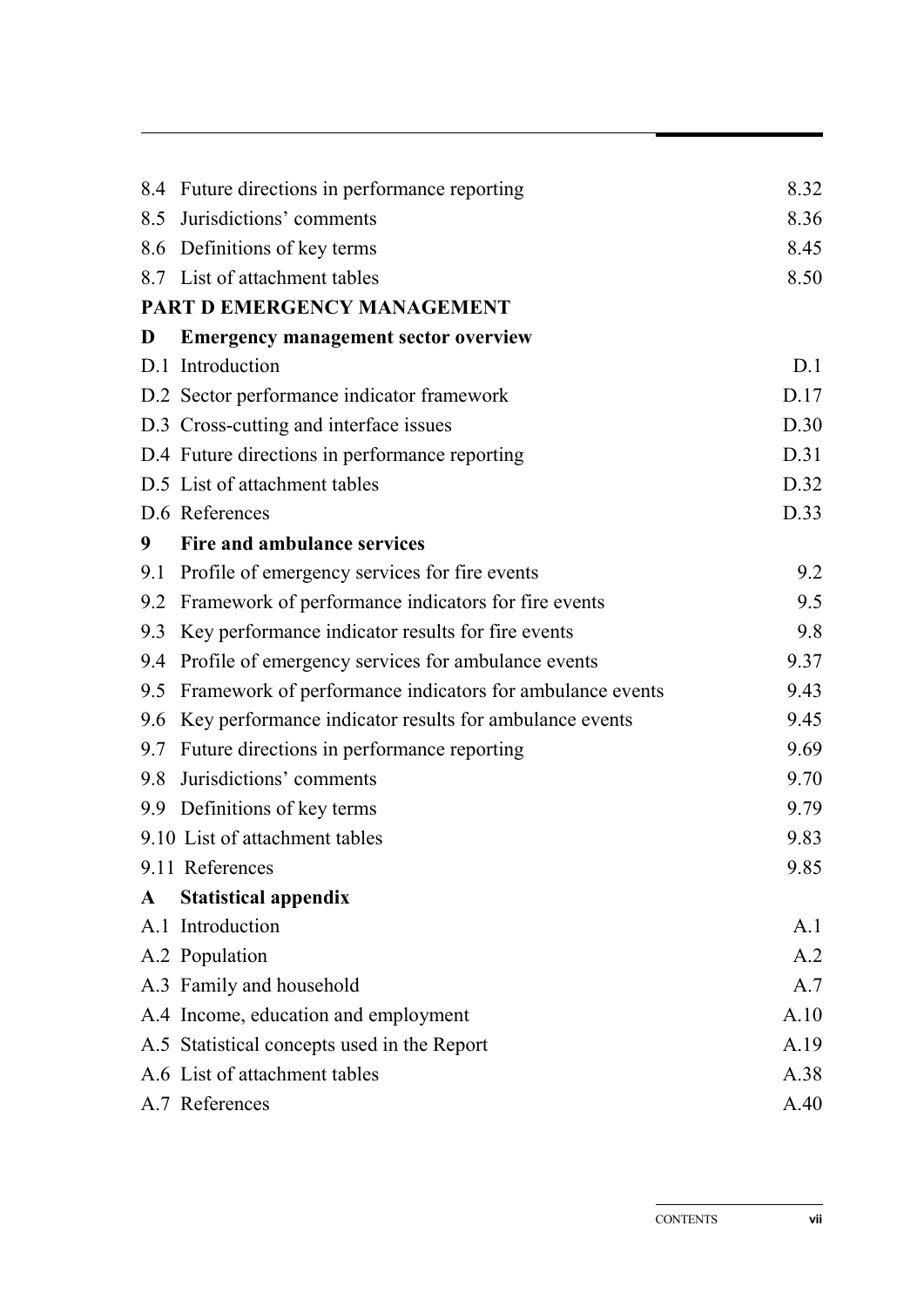| | | |
|---|---|---|
| 8.4 | Future directions in performance reporting | 8.32 |
| 8.5 | Jurisdictions' comments | 8.36 |
| 8.6 | Definitions of key terms | 8.45 |
| 8.7 | List of attachment tables | 8.50 |
| **PART D EMERGENCY MANAGEMENT** | | |
| **D** | **Emergency management sector overview** | |
| D.1 | Introduction | D.1 |
| D.2 | Sector performance indicator framework | D.17 |
| D.3 | Cross-cutting and interface issues | D.30 |
| D.4 | Future directions in performance reporting | D.31 |
| D.5 | List of attachment tables | D.32 |
| D.6 | References | D.33 |
| **9** | **Fire and ambulance services** | |
| 9.1 | Profile of emergency services for fire events | 9.2 |
| 9.2 | Framework of performance indicators for fire events | 9.5 |
| 9.3 | Key performance indicator results for fire events | 9.8 |
| 9.4 | Profile of emergency services for ambulance events | 9.37 |
| 9.5 | Framework of performance indicators for ambulance events | 9.43 |
| 9.6 | Key performance indicator results for ambulance events | 9.45 |
| 9.7 | Future directions in performance reporting | 9.69 |
| 9.8 | Jurisdictions' comments | 9.70 |
| 9.9 | Definitions of key terms | 9.79 |
| 9.10 | List of attachment tables | 9.83 |
| 9.11 | References | 9.85 |
| **A** | **Statistical appendix** | |
| A.1 | Introduction | A.1 |
| A.2 | Population | A.2 |
| A.3 | Family and household | A.7 |
| A.4 | Income, education and employment | A.10 |
| A.5 | Statistical concepts used in the Report | A.19 |
| A.6 | List of attachment tables | A.38 |
| A.7 | References | A.40 |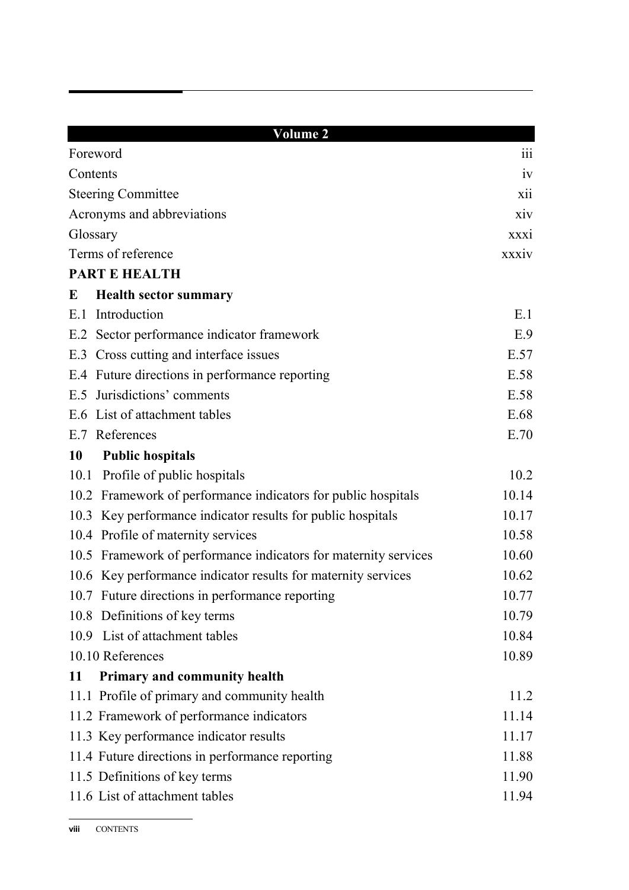| Volume 2 | |
|---|---|
| Foreword | iii |
| Contents | iv |
| Steering Committee | xii |
| Acronyms and abbreviations | xiv |
| Glossary | xxxi |
| Terms of reference | xxxiv |
| **PART E HEALTH** | |
| **E Health sector summary** | |
| E.1 Introduction | E.1 |
| E.2 Sector performance indicator framework | E.9 |
| E.3 Cross cutting and interface issues | E.57 |
| E.4 Future directions in performance reporting | E.58 |
| E.5 Jurisdictions' comments | E.58 |
| E.6 List of attachment tables | E.68 |
| E.7 References | E.70 |
| **10 Public hospitals** | |
| 10.1 Profile of public hospitals | 10.2 |
| 10.2 Framework of performance indicators for public hospitals | 10.14 |
| 10.3 Key performance indicator results for public hospitals | 10.17 |
| 10.4 Profile of maternity services | 10.58 |
| 10.5 Framework of performance indicators for maternity services | 10.60 |
| 10.6 Key performance indicator results for maternity services | 10.62 |
| 10.7 Future directions in performance reporting | 10.77 |
| 10.8 Definitions of key terms | 10.79 |
| 10.9 List of attachment tables | 10.84 |
| 10.10 References | 10.89 |
| **11 Primary and community health** | |
| 11.1 Profile of primary and community health | 11.2 |
| 11.2 Framework of performance indicators | 11.14 |
| 11.3 Key performance indicator results | 11.17 |
| 11.4 Future directions in performance reporting | 11.88 |
| 11.5 Definitions of key terms | 11.90 |
| 11.6 List of attachment tables | 11.94 |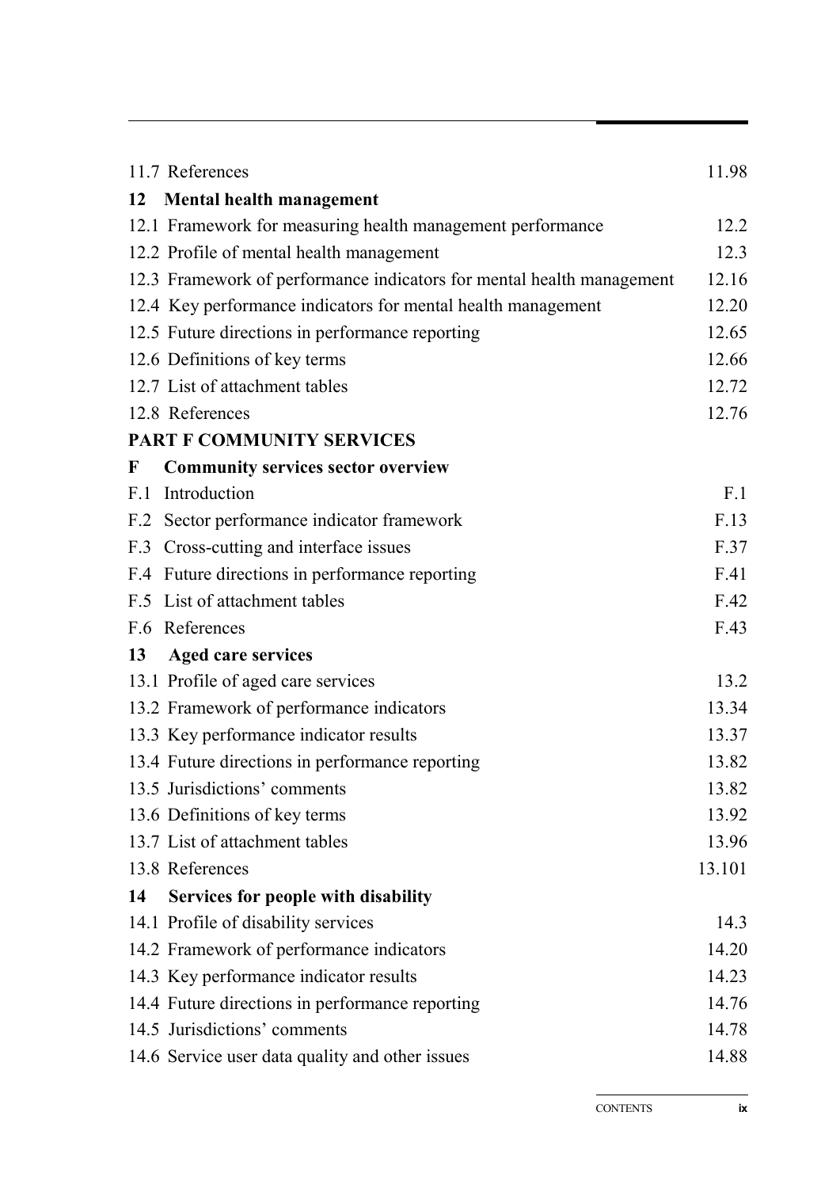| | |
|---|---|
| 11.7 References | 11.98 |
| **12 Mental health management** | |
| 12.1 Framework for measuring health management performance | 12.2 |
| 12.2 Profile of mental health management | 12.3 |
| 12.3 Framework of performance indicators for mental health management | 12.16 |
| 12.4 Key performance indicators for mental health management | 12.20 |
| 12.5 Future directions in performance reporting | 12.65 |
| 12.6 Definitions of key terms | 12.66 |
| 12.7 List of attachment tables | 12.72 |
| 12.8 References | 12.76 |
| **PART F COMMUNITY SERVICES** | |
| **F Community services sector overview** | |
| F.1 Introduction | F.1 |
| F.2 Sector performance indicator framework | F.13 |
| F.3 Cross-cutting and interface issues | F.37 |
| F.4 Future directions in performance reporting | F.41 |
| F.5 List of attachment tables | F.42 |
| F.6 References | F.43 |
| **13 Aged care services** | |
| 13.1 Profile of aged care services | 13.2 |
| 13.2 Framework of performance indicators | 13.34 |
| 13.3 Key performance indicator results | 13.37 |
| 13.4 Future directions in performance reporting | 13.82 |
| 13.5 Jurisdictions' comments | 13.82 |
| 13.6 Definitions of key terms | 13.92 |
| 13.7 List of attachment tables | 13.96 |
| 13.8 References | 13.101 |
| **14 Services for people with disability** | |
| 14.1 Profile of disability services | 14.3 |
| 14.2 Framework of performance indicators | 14.20 |
| 14.3 Key performance indicator results | 14.23 |
| 14.4 Future directions in performance reporting | 14.76 |
| 14.5 Jurisdictions' comments | 14.78 |
| 14.6 Service user data quality and other issues | 14.88 |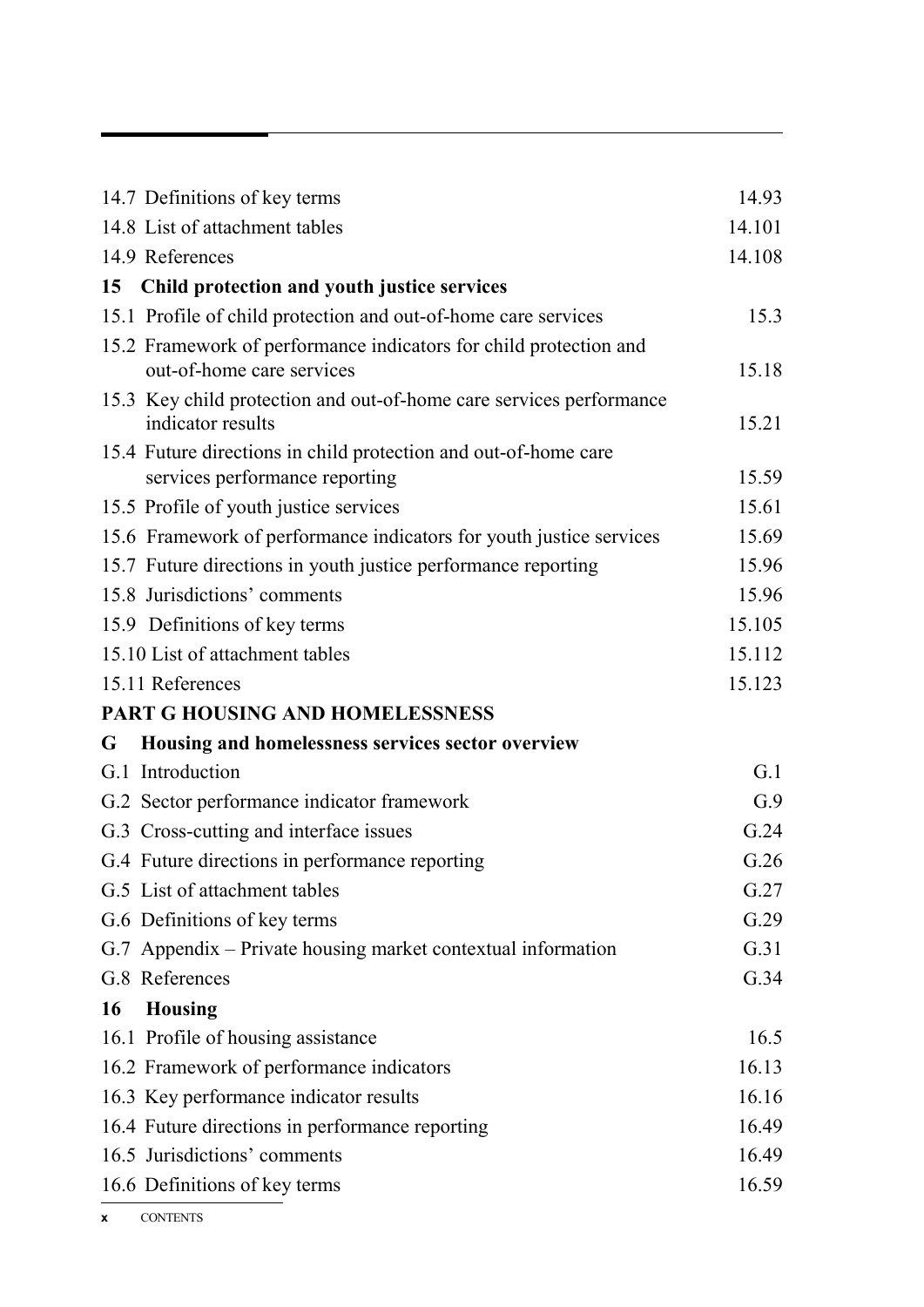| | |
|---|---|
| 14.7 Definitions of key terms | 14.93 |
| 14.8 List of attachment tables | 14.101 |
| 14.9 References | 14.108 |
| **15 Child protection and youth justice services** | |
| 15.1 Profile of child protection and out-of-home care services | 15.3 |
| 15.2 Framework of performance indicators for child protection and out-of-home care services | 15.18 |
| 15.3 Key child protection and out-of-home care services performance indicator results | 15.21 |
| 15.4 Future directions in child protection and out-of-home care services performance reporting | 15.59 |
| 15.5 Profile of youth justice services | 15.61 |
| 15.6 Framework of performance indicators for youth justice services | 15.69 |
| 15.7 Future directions in youth justice performance reporting | 15.96 |
| 15.8 Jurisdictions' comments | 15.96 |
| 15.9 Definitions of key terms | 15.105 |
| 15.10 List of attachment tables | 15.112 |
| 15.11 References | 15.123 |
| **PART G HOUSING AND HOMELESSNESS** | |
| **G Housing and homelessness services sector overview** | |
| G.1 Introduction | G.1 |
| G.2 Sector performance indicator framework | G.9 |
| G.3 Cross-cutting and interface issues | G.24 |
| G.4 Future directions in performance reporting | G.26 |
| G.5 List of attachment tables | G.27 |
| G.6 Definitions of key terms | G.29 |
| G.7 Appendix – Private housing market contextual information | G.31 |
| G.8 References | G.34 |
| **16 Housing** | |
| 16.1 Profile of housing assistance | 16.5 |
| 16.2 Framework of performance indicators | 16.13 |
| 16.3 Key performance indicator results | 16.16 |
| 16.4 Future directions in performance reporting | 16.49 |
| 16.5 Jurisdictions' comments | 16.49 |
| 16.6 Definitions of key terms | 16.59 |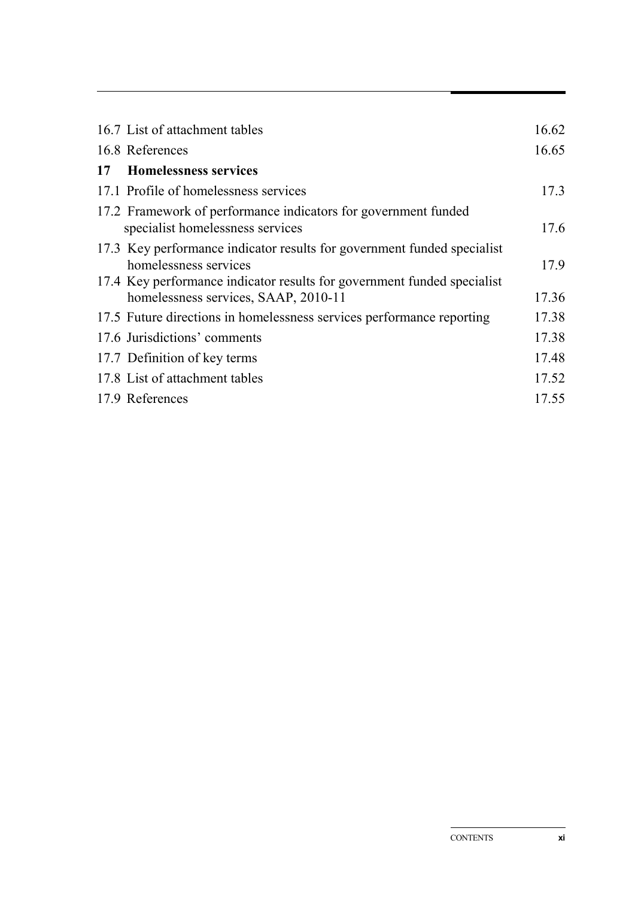| | |
|---|---|
| 16.7 List of attachment tables | 16.62 |
| 16.8 References | 16.65 |
| **17 Homelessness services** | |
| 17.1 Profile of homelessness services | 17.3 |
| 17.2 Framework of performance indicators for government funded specialist homelessness services | 17.6 |
| 17.3 Key performance indicator results for government funded specialist homelessness services | 17.9 |
| 17.4 Key performance indicator results for government funded specialist homelessness services, SAAP, 2010-11 | 17.36 |
| 17.5 Future directions in homelessness services performance reporting | 17.38 |
| 17.6 Jurisdictions' comments | 17.38 |
| 17.7 Definition of key terms | 17.48 |
| 17.8 List of attachment tables | 17.52 |
| 17.9 References | 17.55 |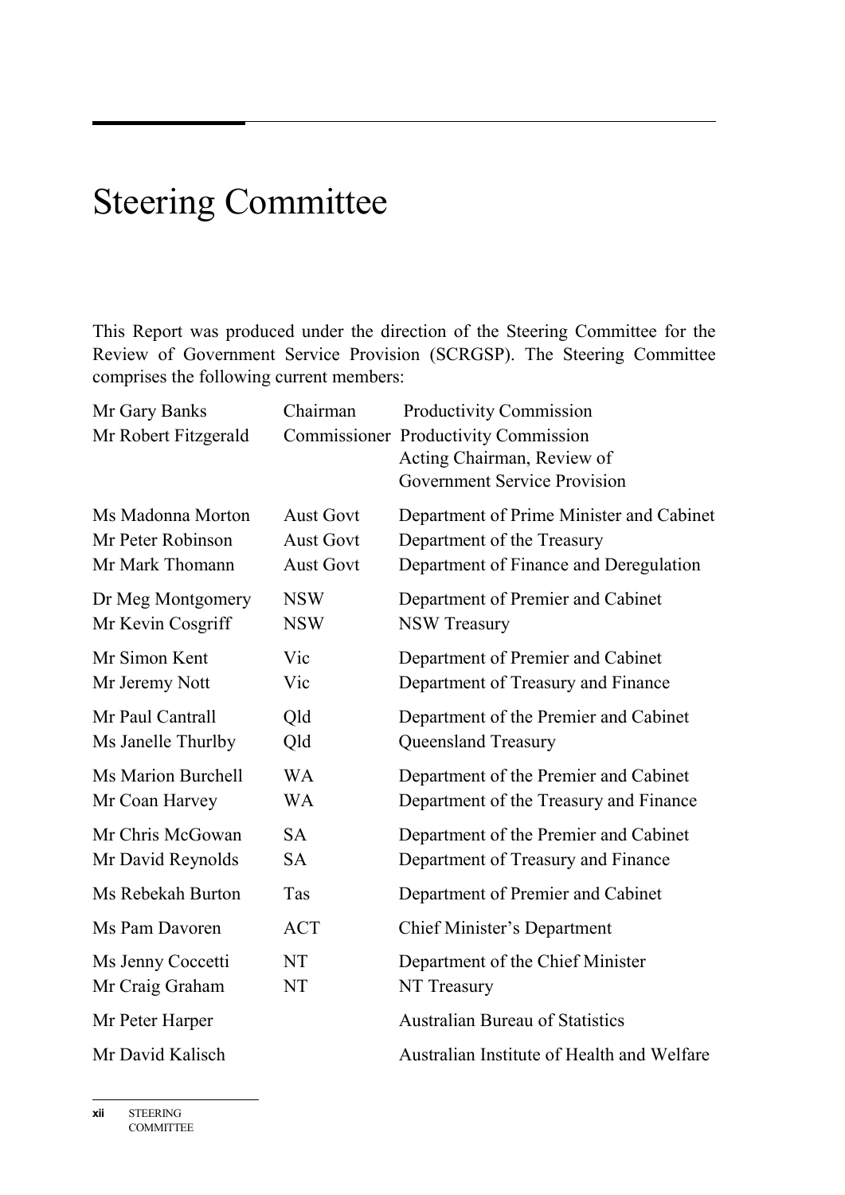# Steering Committee

This Report was produced under the direction of the Steering Committee for the Review of Government Service Provision (SCRGSP). The Steering Committee comprises the following current members:

| | | |
|---|---|---|
| Mr Gary Banks | Chairman | Productivity Commission |
| Mr Robert Fitzgerald | Commissioner | Productivity Commission<br>Acting Chairman, Review of Government Service Provision |
| Ms Madonna Morton | Aust Govt | Department of Prime Minister and Cabinet |
| Mr Peter Robinson | Aust Govt | Department of the Treasury |
| Mr Mark Thomann | Aust Govt | Department of Finance and Deregulation |
| Dr Meg Montgomery | NSW | Department of Premier and Cabinet |
| Mr Kevin Cosgriff | NSW | NSW Treasury |
| Mr Simon Kent | Vic | Department of Premier and Cabinet |
| Mr Jeremy Nott | Vic | Department of Treasury and Finance |
| Mr Paul Cantrall | Qld | Department of the Premier and Cabinet |
| Ms Janelle Thurlby | Qld | Queensland Treasury |
| Ms Marion Burchell | WA | Department of the Premier and Cabinet |
| Mr Coan Harvey | WA | Department of the Treasury and Finance |
| Mr Chris McGowan | SA | Department of the Premier and Cabinet |
| Mr David Reynolds | SA | Department of Treasury and Finance |
| Ms Rebekah Burton | Tas | Department of Premier and Cabinet |
| Ms Pam Davoren | ACT | Chief Minister's Department |
| Ms Jenny Coccetti | NT | Department of the Chief Minister |
| Mr Craig Graham | NT | NT Treasury |
| Mr Peter Harper | | Australian Bureau of Statistics |
| Mr David Kalisch | | Australian Institute of Health and Welfare |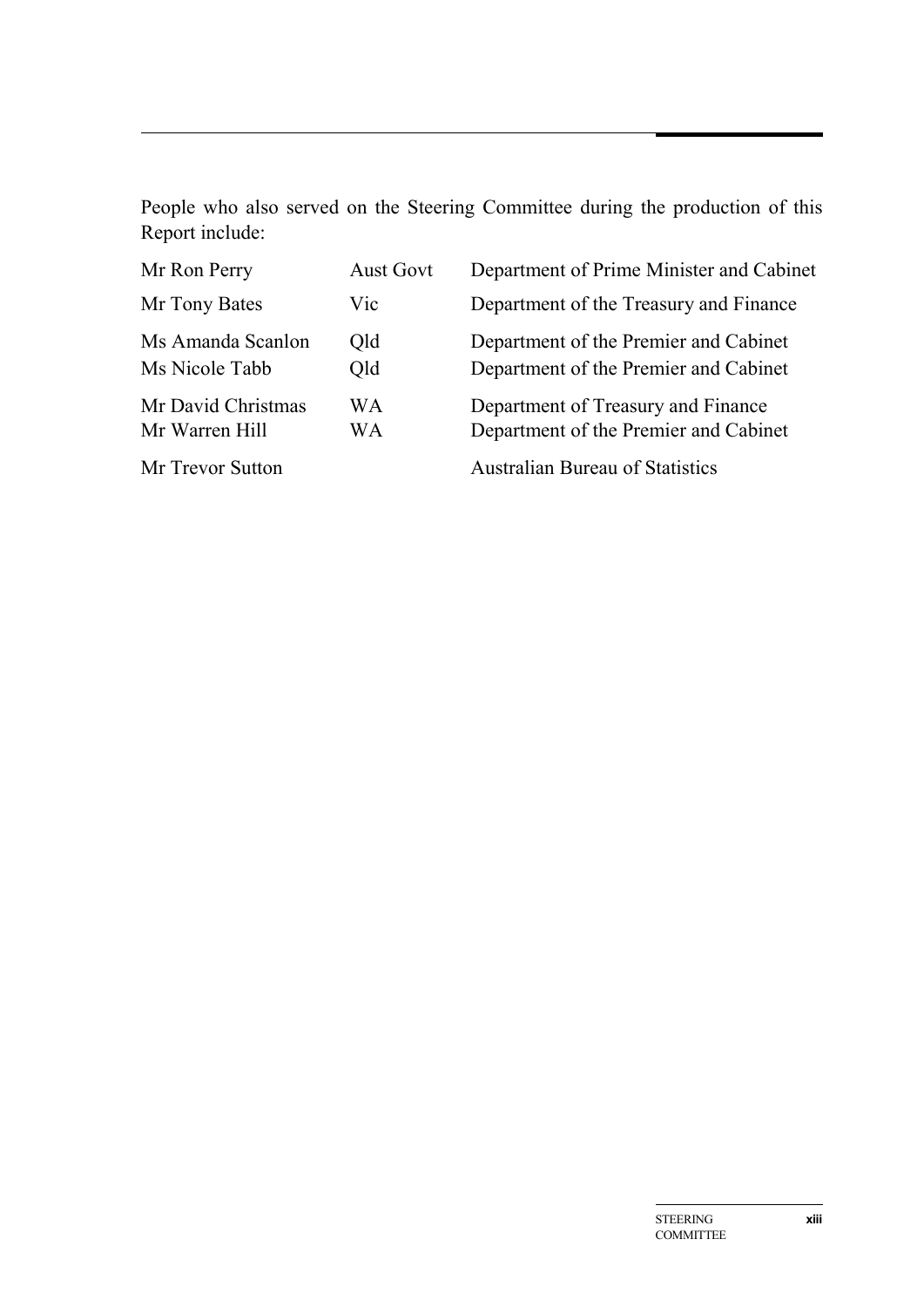People who also served on the Steering Committee during the production of this Report include:

| | | |
|---|---|---|
| Mr Ron Perry | Aust Govt | Department of Prime Minister and Cabinet |
| Mr Tony Bates | Vic | Department of the Treasury and Finance |
| Ms Amanda Scanlon | Qld | Department of the Premier and Cabinet |
| Ms Nicole Tabb | Qld | Department of the Premier and Cabinet |
| Mr David Christmas | WA | Department of Treasury and Finance |
| Mr Warren Hill | WA | Department of the Premier and Cabinet |
| Mr Trevor Sutton | | Australian Bureau of Statistics |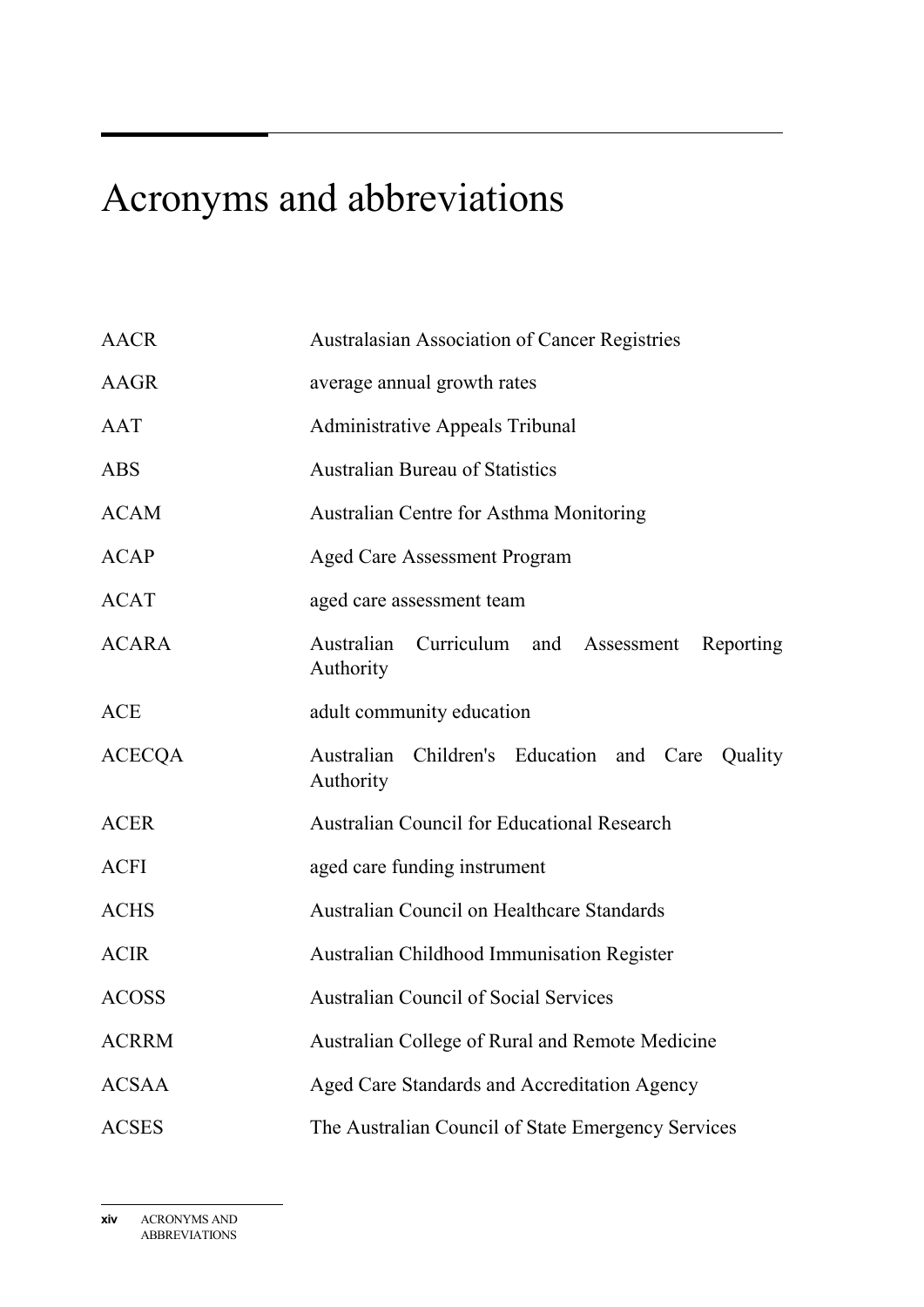# Acronyms and abbreviations

| | |
|---|---|
| AACR | Australasian Association of Cancer Registries |
| AAGR | average annual growth rates |
| AAT | Administrative Appeals Tribunal |
| ABS | Australian Bureau of Statistics |
| ACAM | Australian Centre for Asthma Monitoring |
| ACAP | Aged Care Assessment Program |
| ACAT | aged care assessment team |
| ACARA | Australian Curriculum and Assessment Reporting Authority |
| ACE | adult community education |
| ACECQA | Australian Children's Education and Care Quality Authority |
| ACER | Australian Council for Educational Research |
| ACFI | aged care funding instrument |
| ACHS | Australian Council on Healthcare Standards |
| ACIR | Australian Childhood Immunisation Register |
| ACOSS | Australian Council of Social Services |
| ACRRM | Australian College of Rural and Remote Medicine |
| ACSAA | Aged Care Standards and Accreditation Agency |
| ACSES | The Australian Council of State Emergency Services |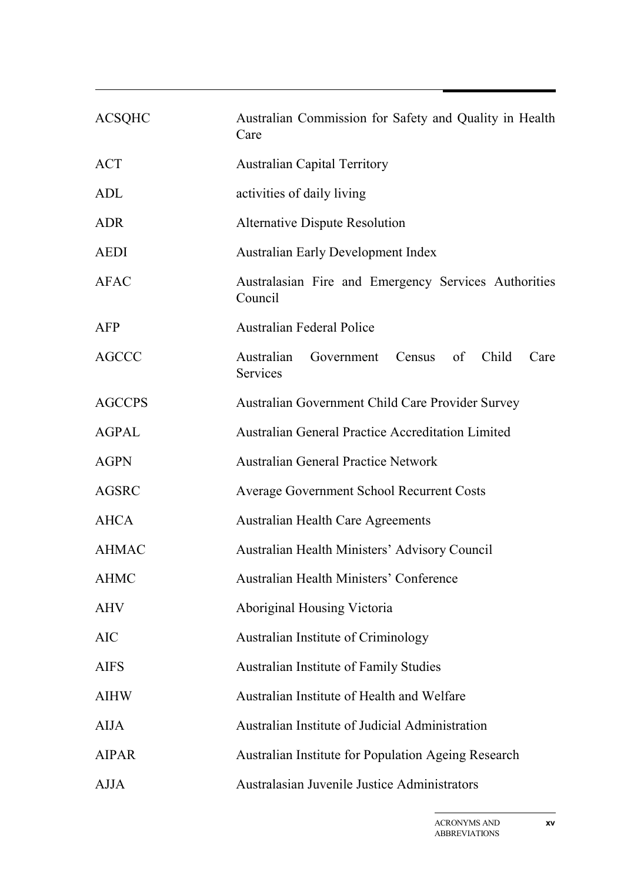| | |
|---|---|
| ACSQHC | Australian Commission for Safety and Quality in Health Care |
| ACT | Australian Capital Territory |
| ADL | activities of daily living |
| ADR | Alternative Dispute Resolution |
| AEDI | Australian Early Development Index |
| AFAC | Australasian Fire and Emergency Services Authorities Council |
| AFP | Australian Federal Police |
| AGCCC | Australian Government Census of Child Care Services |
| AGCCPS | Australian Government Child Care Provider Survey |
| AGPAL | Australian General Practice Accreditation Limited |
| AGPN | Australian General Practice Network |
| AGSRC | Average Government School Recurrent Costs |
| AHCA | Australian Health Care Agreements |
| AHMAC | Australian Health Ministers' Advisory Council |
| AHMC | Australian Health Ministers' Conference |
| AHV | Aboriginal Housing Victoria |
| AIC | Australian Institute of Criminology |
| AIFS | Australian Institute of Family Studies |
| AIHW | Australian Institute of Health and Welfare |
| AIJA | Australian Institute of Judicial Administration |
| AIPAR | Australian Institute for Population Ageing Research |
| AJJA | Australasian Juvenile Justice Administrators |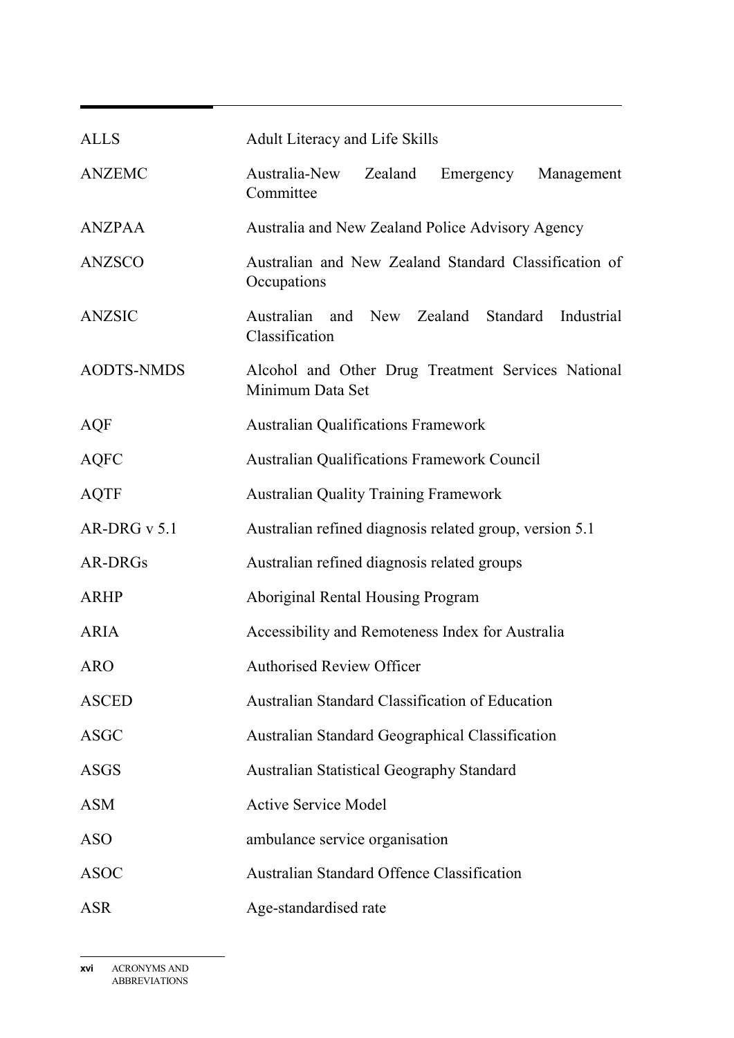| | |
|---|---|
| ALLS | Adult Literacy and Life Skills |
| ANZEMC | Australia-New Zealand Emergency Management Committee |
| ANZPAA | Australia and New Zealand Police Advisory Agency |
| ANZSCO | Australian and New Zealand Standard Classification of Occupations |
| ANZSIC | Australian and New Zealand Standard Industrial Classification |
| AODTS-NMDS | Alcohol and Other Drug Treatment Services National Minimum Data Set |
| AQF | Australian Qualifications Framework |
| AQFC | Australian Qualifications Framework Council |
| AQTF | Australian Quality Training Framework |
| AR-DRG v 5.1 | Australian refined diagnosis related group, version 5.1 |
| AR-DRGs | Australian refined diagnosis related groups |
| ARHP | Aboriginal Rental Housing Program |
| ARIA | Accessibility and Remoteness Index for Australia |
| ARO | Authorised Review Officer |
| ASCED | Australian Standard Classification of Education |
| ASGC | Australian Standard Geographical Classification |
| ASGS | Australian Statistical Geography Standard |
| ASM | Active Service Model |
| ASO | ambulance service organisation |
| ASOC | Australian Standard Offence Classification |
| ASR | Age-standardised rate |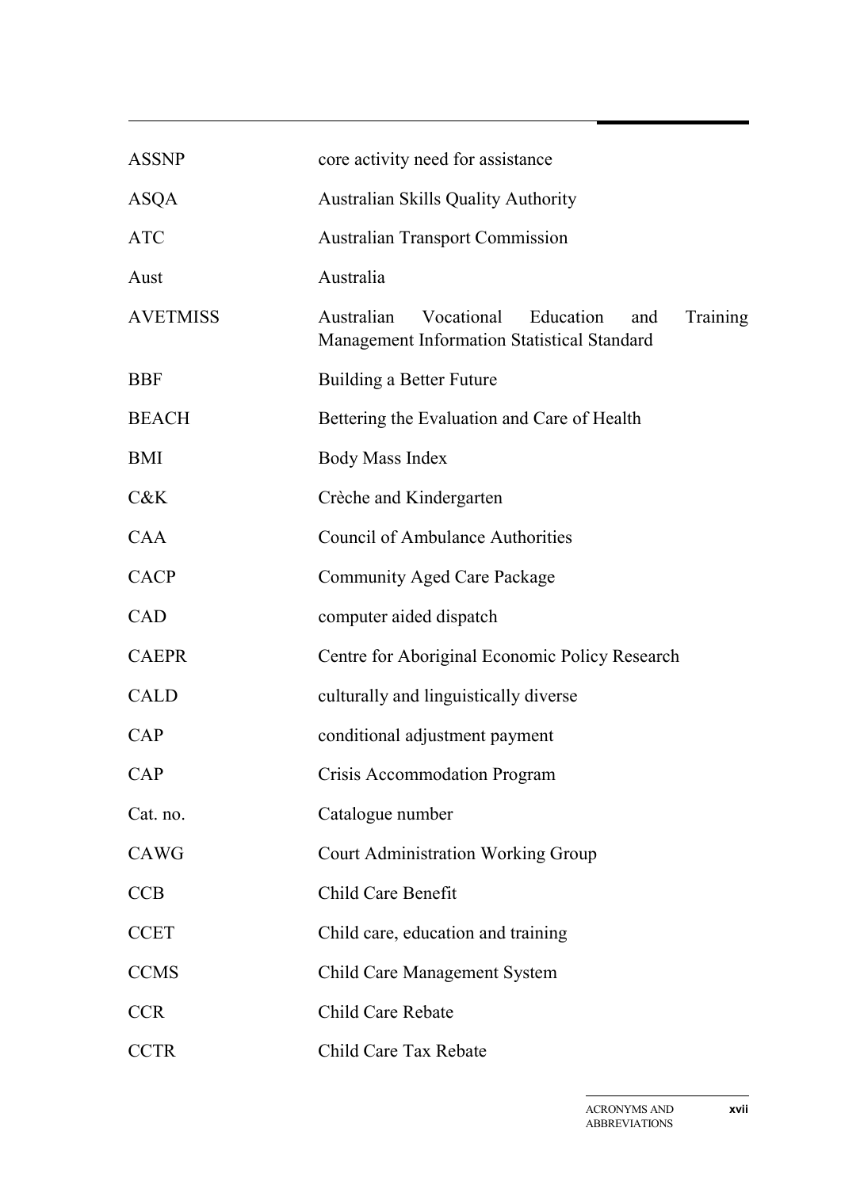| | |
|---|---|
| ASSNP | core activity need for assistance |
| ASQA | Australian Skills Quality Authority |
| ATC | Australian Transport Commission |
| Aust | Australia |
| AVETMISS | Australian Vocational Education and Training Management Information Statistical Standard |
| BBF | Building a Better Future |
| BEACH | Bettering the Evaluation and Care of Health |
| BMI | Body Mass Index |
| C&K | Crèche and Kindergarten |
| CAA | Council of Ambulance Authorities |
| CACP | Community Aged Care Package |
| CAD | computer aided dispatch |
| CAEPR | Centre for Aboriginal Economic Policy Research |
| CALD | culturally and linguistically diverse |
| CAP | conditional adjustment payment |
| CAP | Crisis Accommodation Program |
| Cat. no. | Catalogue number |
| CAWG | Court Administration Working Group |
| CCB | Child Care Benefit |
| CCET | Child care, education and training |
| CCMS | Child Care Management System |
| CCR | Child Care Rebate |
| CCTR | Child Care Tax Rebate |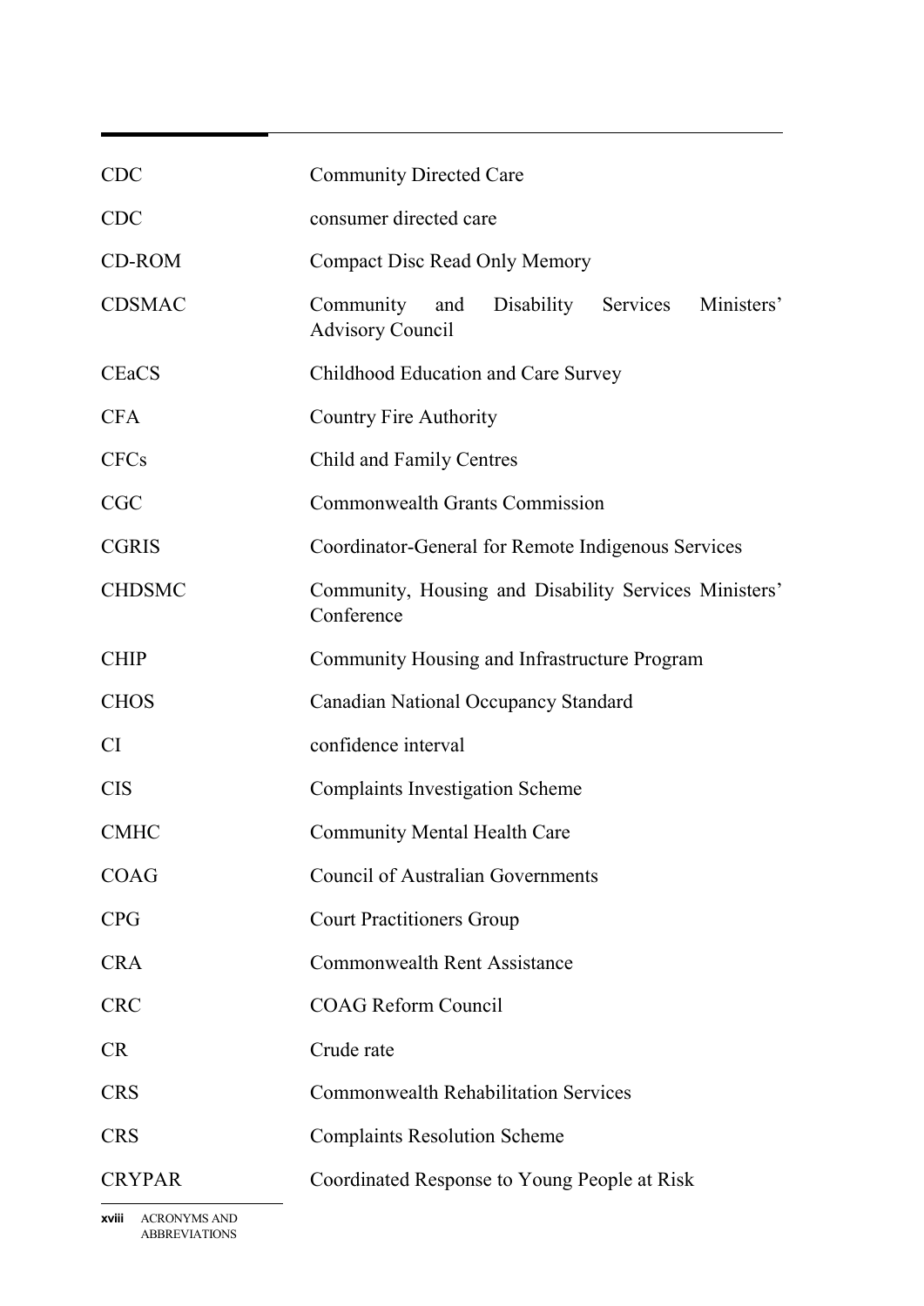| | |
|---|---|
| CDC | Community Directed Care |
| CDC | consumer directed care |
| CD-ROM | Compact Disc Read Only Memory |
| CDSMAC | Community and Disability Services Ministers' Advisory Council |
| CEaCS | Childhood Education and Care Survey |
| CFA | Country Fire Authority |
| CFCs | Child and Family Centres |
| CGC | Commonwealth Grants Commission |
| CGRIS | Coordinator-General for Remote Indigenous Services |
| CHDSMC | Community, Housing and Disability Services Ministers' Conference |
| CHIP | Community Housing and Infrastructure Program |
| CHOS | Canadian National Occupancy Standard |
| CI | confidence interval |
| CIS | Complaints Investigation Scheme |
| CMHC | Community Mental Health Care |
| COAG | Council of Australian Governments |
| CPG | Court Practitioners Group |
| CRA | Commonwealth Rent Assistance |
| CRC | COAG Reform Council |
| CR | Crude rate |
| CRS | Commonwealth Rehabilitation Services |
| CRS | Complaints Resolution Scheme |
| CRYPAR | Coordinated Response to Young People at Risk |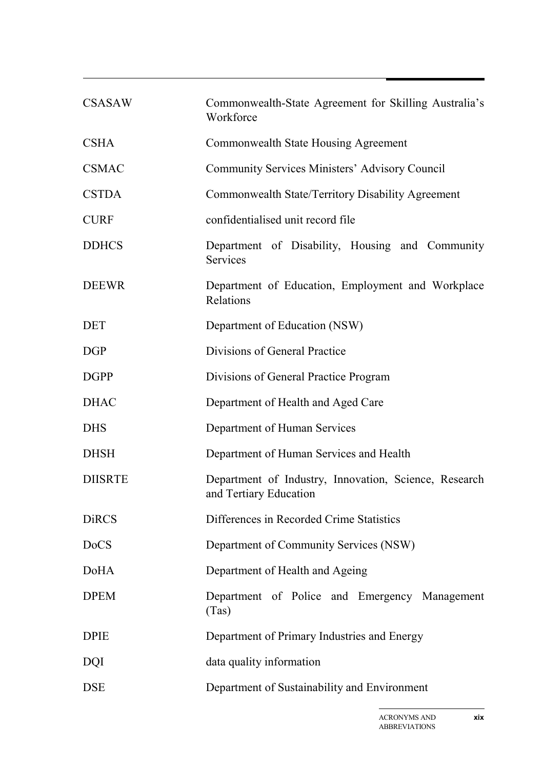| | |
|---|---|
| CSASAW | Commonwealth-State Agreement for Skilling Australia's Workforce |
| CSHA | Commonwealth State Housing Agreement |
| CSMAC | Community Services Ministers' Advisory Council |
| CSTDA | Commonwealth State/Territory Disability Agreement |
| CURF | confidentialised unit record file |
| DDHCS | Department of Disability, Housing and Community Services |
| DEEWR | Department of Education, Employment and Workplace Relations |
| DET | Department of Education (NSW) |
| DGP | Divisions of General Practice |
| DGPP | Divisions of General Practice Program |
| DHAC | Department of Health and Aged Care |
| DHS | Department of Human Services |
| DHSH | Department of Human Services and Health |
| DIISRTE | Department of Industry, Innovation, Science, Research and Tertiary Education |
| DiRCS | Differences in Recorded Crime Statistics |
| DoCS | Department of Community Services (NSW) |
| DoHA | Department of Health and Ageing |
| DPEM | Department of Police and Emergency Management (Tas) |
| DPIE | Department of Primary Industries and Energy |
| DQI | data quality information |
| DSE | Department of Sustainability and Environment |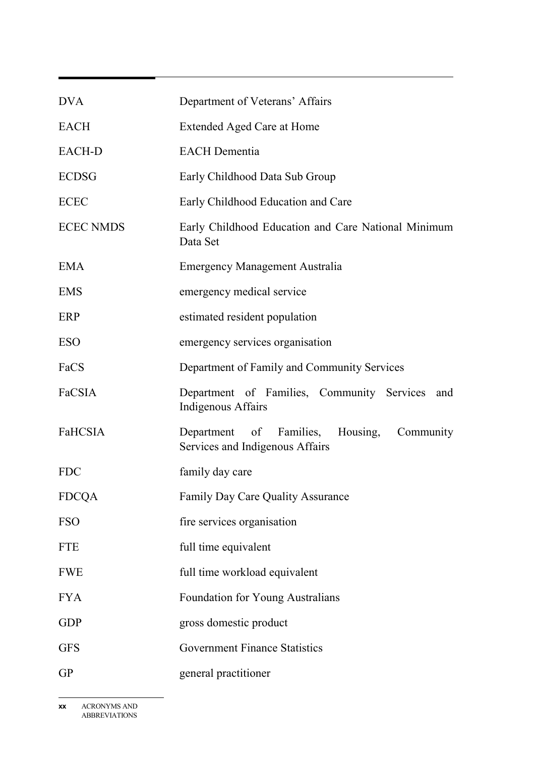| | |
|---|---|
| DVA | Department of Veterans' Affairs |
| EACH | Extended Aged Care at Home |
| EACH-D | EACH Dementia |
| ECDSG | Early Childhood Data Sub Group |
| ECEC | Early Childhood Education and Care |
| ECEC NMDS | Early Childhood Education and Care National Minimum Data Set |
| EMA | Emergency Management Australia |
| EMS | emergency medical service |
| ERP | estimated resident population |
| ESO | emergency services organisation |
| FaCS | Department of Family and Community Services |
| FaCSIA | Department of Families, Community Services and Indigenous Affairs |
| FaHCSIA | Department of Families, Housing, Community Services and Indigenous Affairs |
| FDC | family day care |
| FDCQA | Family Day Care Quality Assurance |
| FSO | fire services organisation |
| FTE | full time equivalent |
| FWE | full time workload equivalent |
| FYA | Foundation for Young Australians |
| GDP | gross domestic product |
| GFS | Government Finance Statistics |
| GP | general practitioner |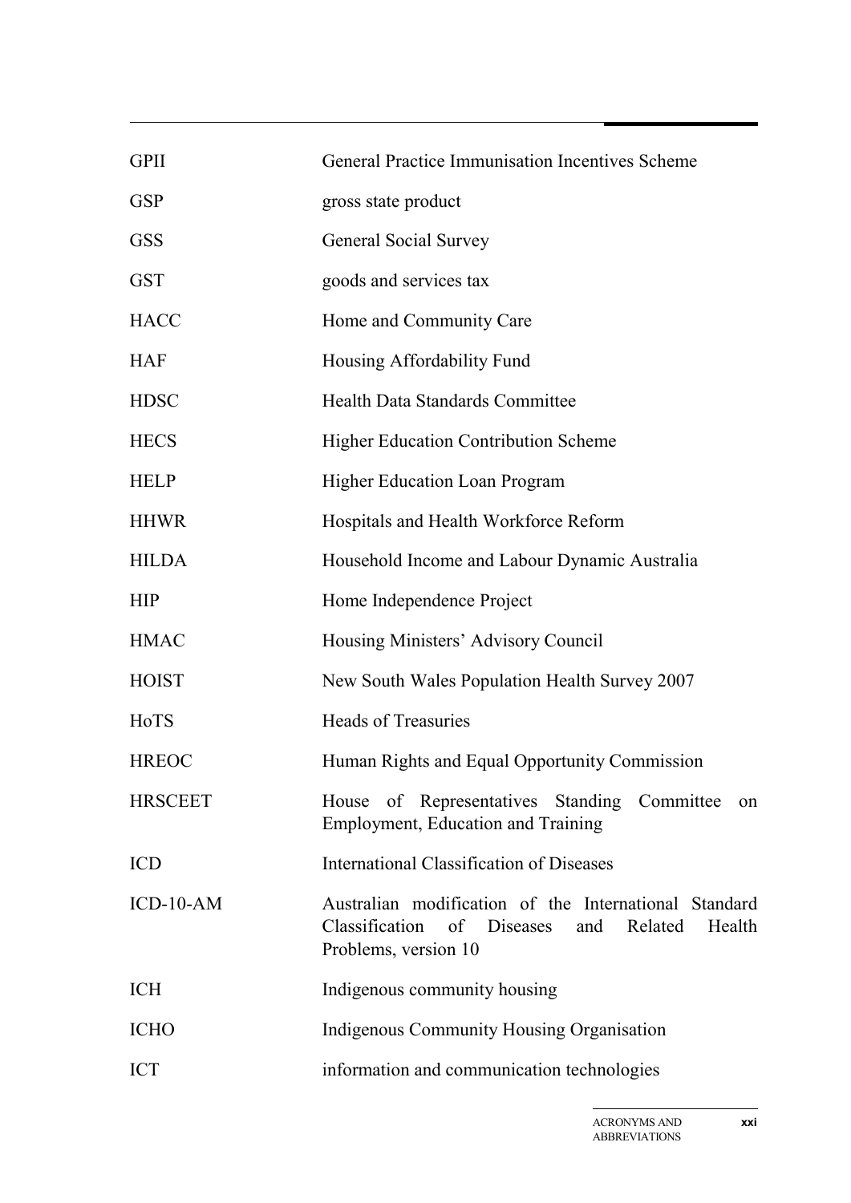| | |
|---|---|
| GPII | General Practice Immunisation Incentives Scheme |
| GSP | gross state product |
| GSS | General Social Survey |
| GST | goods and services tax |
| HACC | Home and Community Care |
| HAF | Housing Affordability Fund |
| HDSC | Health Data Standards Committee |
| HECS | Higher Education Contribution Scheme |
| HELP | Higher Education Loan Program |
| HHWR | Hospitals and Health Workforce Reform |
| HILDA | Household Income and Labour Dynamic Australia |
| HIP | Home Independence Project |
| HMAC | Housing Ministers' Advisory Council |
| HOIST | New South Wales Population Health Survey 2007 |
| HoTS | Heads of Treasuries |
| HREOC | Human Rights and Equal Opportunity Commission |
| HRSCEET | House of Representatives Standing Committee on Employment, Education and Training |
| ICD | International Classification of Diseases |
| ICD-10-AM | Australian modification of the International Standard Classification of Diseases and Related Health Problems, version 10 |
| ICH | Indigenous community housing |
| ICHO | Indigenous Community Housing Organisation |
| ICT | information and communication technologies |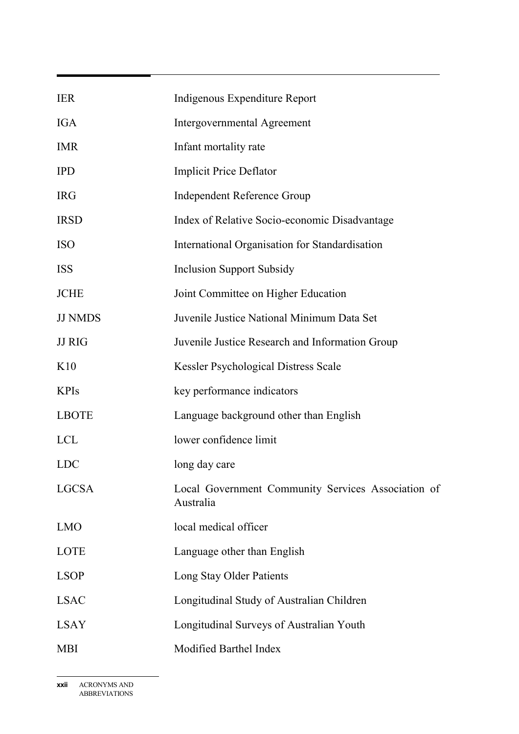| | |
|---|---|
| IER | Indigenous Expenditure Report |
| IGA | Intergovernmental Agreement |
| IMR | Infant mortality rate |
| IPD | Implicit Price Deflator |
| IRG | Independent Reference Group |
| IRSD | Index of Relative Socio-economic Disadvantage |
| ISO | International Organisation for Standardisation |
| ISS | Inclusion Support Subsidy |
| JCHE | Joint Committee on Higher Education |
| JJ NMDS | Juvenile Justice National Minimum Data Set |
| JJ RIG | Juvenile Justice Research and Information Group |
| K10 | Kessler Psychological Distress Scale |
| KPIs | key performance indicators |
| LBOTE | Language background other than English |
| LCL | lower confidence limit |
| LDC | long day care |
| LGCSA | Local Government Community Services Association of Australia |
| LMO | local medical officer |
| LOTE | Language other than English |
| LSOP | Long Stay Older Patients |
| LSAC | Longitudinal Study of Australian Children |
| LSAY | Longitudinal Surveys of Australian Youth |
| MBI | Modified Barthel Index |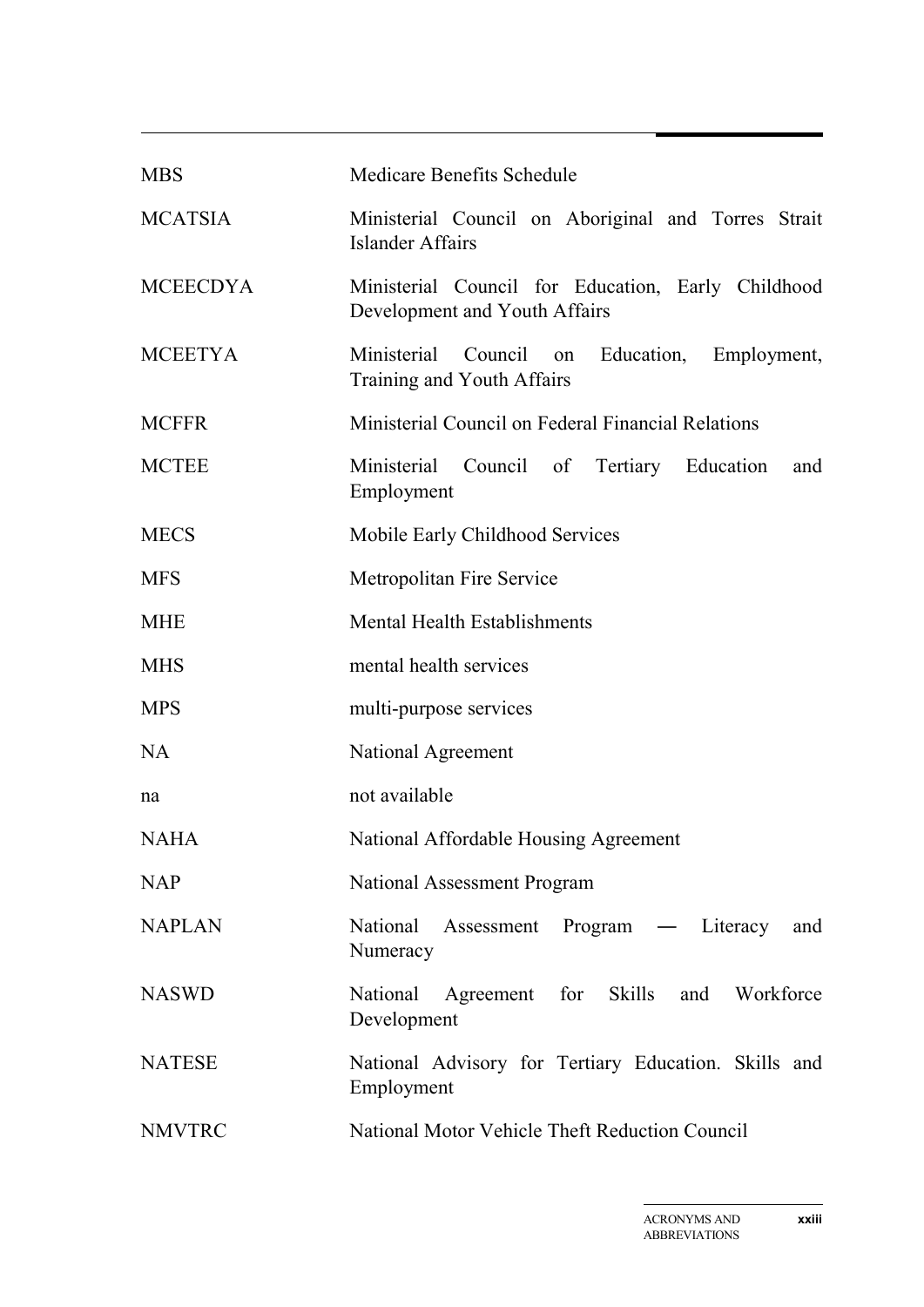| | |
|---|---|
| MBS | Medicare Benefits Schedule |
| MCATSIA | Ministerial Council on Aboriginal and Torres Strait Islander Affairs |
| MCEECDYA | Ministerial Council for Education, Early Childhood Development and Youth Affairs |
| MCEETYA | Ministerial Council on Education, Employment, Training and Youth Affairs |
| MCFFR | Ministerial Council on Federal Financial Relations |
| MCTEE | Ministerial Council of Tertiary Education and Employment |
| MECS | Mobile Early Childhood Services |
| MFS | Metropolitan Fire Service |
| MHE | Mental Health Establishments |
| MHS | mental health services |
| MPS | multi-purpose services |
| NA | National Agreement |
| na | not available |
| NAHA | National Affordable Housing Agreement |
| NAP | National Assessment Program |
| NAPLAN | National Assessment Program — Literacy and Numeracy |
| NASWD | National Agreement for Skills and Workforce Development |
| NATESE | National Advisory for Tertiary Education. Skills and Employment |
| NMVTRC | National Motor Vehicle Theft Reduction Council |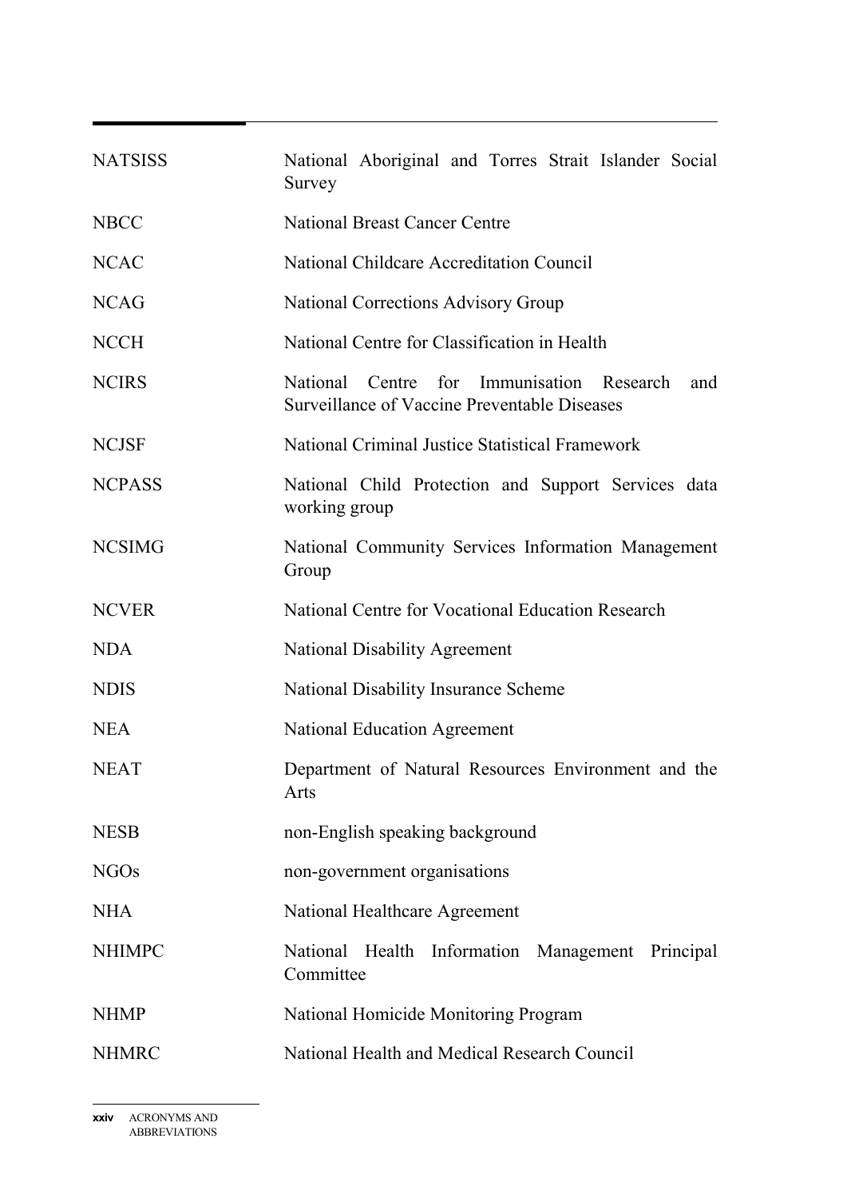| | |
|---|---|
| NATSISS | National Aboriginal and Torres Strait Islander Social Survey |
| NBCC | National Breast Cancer Centre |
| NCAC | National Childcare Accreditation Council |
| NCAG | National Corrections Advisory Group |
| NCCH | National Centre for Classification in Health |
| NCIRS | National Centre for Immunisation Research and Surveillance of Vaccine Preventable Diseases |
| NCJSF | National Criminal Justice Statistical Framework |
| NCPASS | National Child Protection and Support Services data working group |
| NCSIMG | National Community Services Information Management Group |
| NCVER | National Centre for Vocational Education Research |
| NDA | National Disability Agreement |
| NDIS | National Disability Insurance Scheme |
| NEA | National Education Agreement |
| NEAT | Department of Natural Resources Environment and the Arts |
| NESB | non-English speaking background |
| NGOs | non-government organisations |
| NHA | National Healthcare Agreement |
| NHIMPC | National Health Information Management Principal Committee |
| NHMP | National Homicide Monitoring Program |
| NHMRC | National Health and Medical Research Council |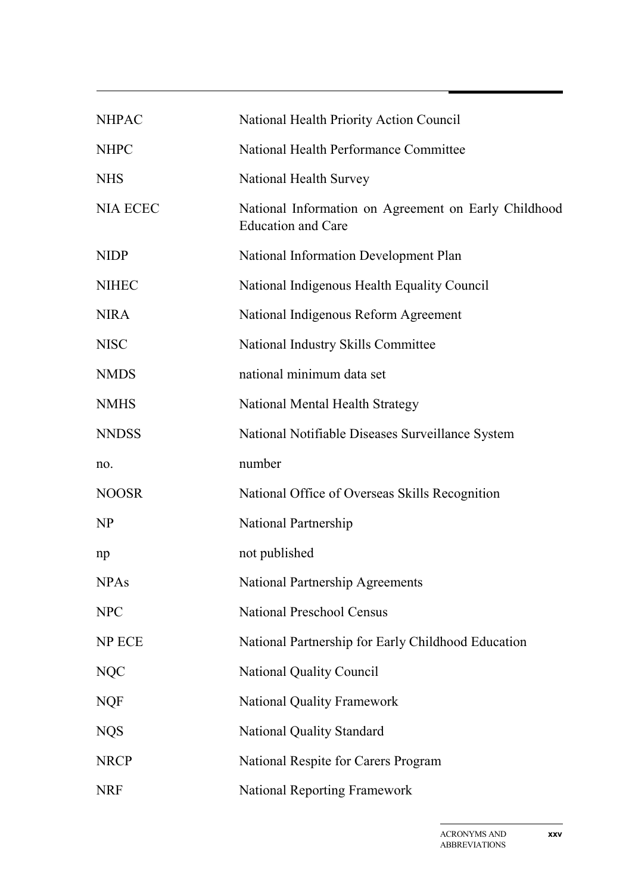| | |
|---|---|
| NHPAC | National Health Priority Action Council |
| NHPC | National Health Performance Committee |
| NHS | National Health Survey |
| NIA ECEC | National Information on Agreement on Early Childhood Education and Care |
| NIDP | National Information Development Plan |
| NIHEC | National Indigenous Health Equality Council |
| NIRA | National Indigenous Reform Agreement |
| NISC | National Industry Skills Committee |
| NMDS | national minimum data set |
| NMHS | National Mental Health Strategy |
| NNDSS | National Notifiable Diseases Surveillance System |
| no. | number |
| NOOSR | National Office of Overseas Skills Recognition |
| NP | National Partnership |
| np | not published |
| NPAs | National Partnership Agreements |
| NPC | National Preschool Census |
| NP ECE | National Partnership for Early Childhood Education |
| NQC | National Quality Council |
| NQF | National Quality Framework |
| NQS | National Quality Standard |
| NRCP | National Respite for Carers Program |
| NRF | National Reporting Framework |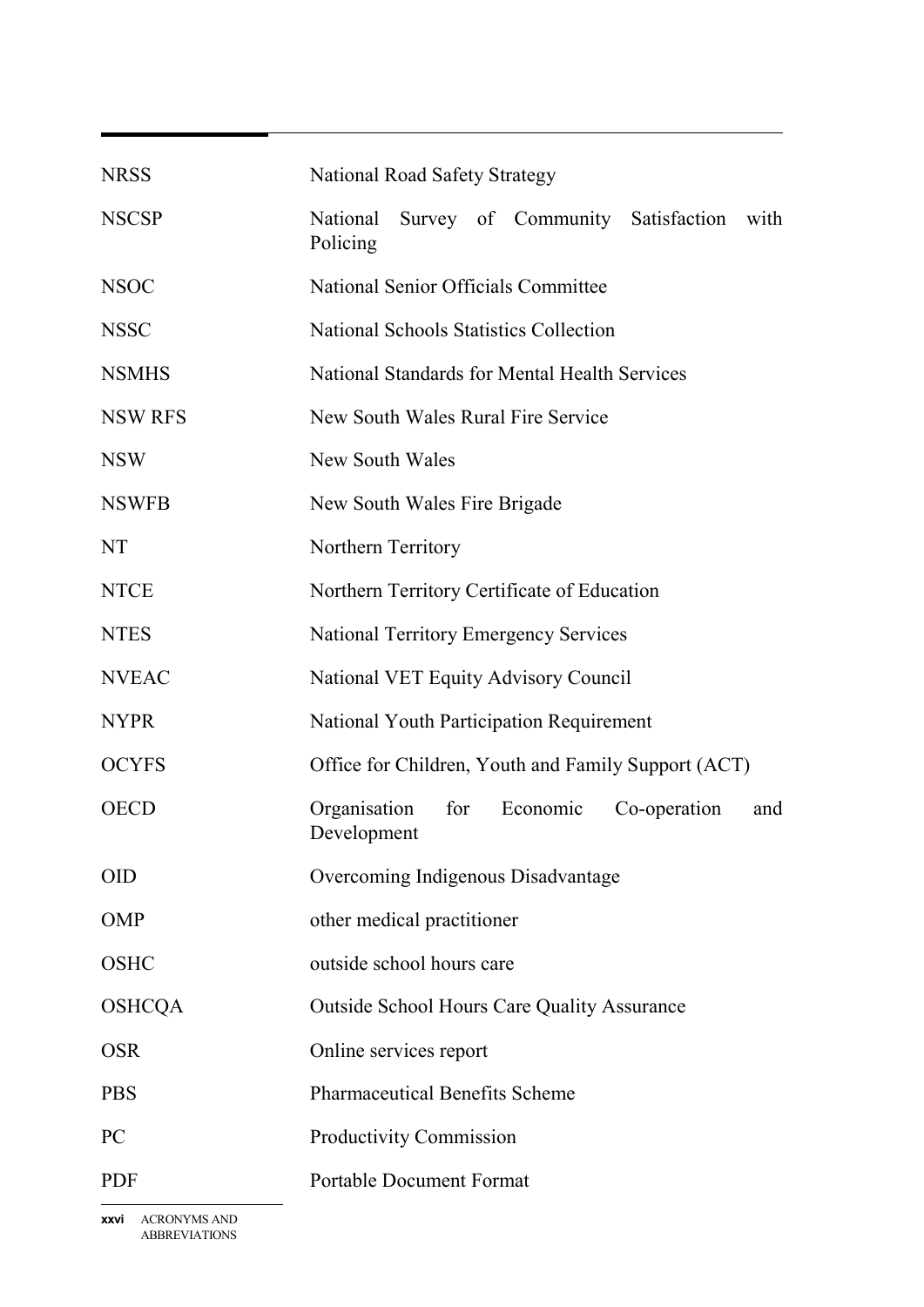| | |
|---|---|
| NRSS | National Road Safety Strategy |
| NSCSP | National Survey of Community Satisfaction with Policing |
| NSOC | National Senior Officials Committee |
| NSSC | National Schools Statistics Collection |
| NSMHS | National Standards for Mental Health Services |
| NSW RFS | New South Wales Rural Fire Service |
| NSW | New South Wales |
| NSWFB | New South Wales Fire Brigade |
| NT | Northern Territory |
| NTCE | Northern Territory Certificate of Education |
| NTES | National Territory Emergency Services |
| NVEAC | National VET Equity Advisory Council |
| NYPR | National Youth Participation Requirement |
| OCYFS | Office for Children, Youth and Family Support (ACT) |
| OECD | Organisation for Economic Co-operation and Development |
| OID | Overcoming Indigenous Disadvantage |
| OMP | other medical practitioner |
| OSHC | outside school hours care |
| OSHCQA | Outside School Hours Care Quality Assurance |
| OSR | Online services report |
| PBS | Pharmaceutical Benefits Scheme |
| PC | Productivity Commission |
| PDF | Portable Document Format |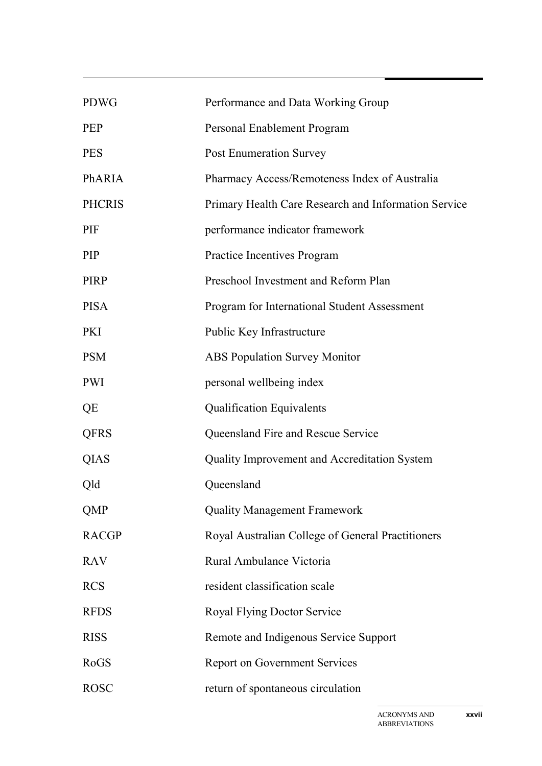| | |
|---|---|
| PDWG | Performance and Data Working Group |
| PEP | Personal Enablement Program |
| PES | Post Enumeration Survey |
| PhARIA | Pharmacy Access/Remoteness Index of Australia |
| PHCRIS | Primary Health Care Research and Information Service |
| PIF | performance indicator framework |
| PIP | Practice Incentives Program |
| PIRP | Preschool Investment and Reform Plan |
| PISA | Program for International Student Assessment |
| PKI | Public Key Infrastructure |
| PSM | ABS Population Survey Monitor |
| PWI | personal wellbeing index |
| QE | Qualification Equivalents |
| QFRS | Queensland Fire and Rescue Service |
| QIAS | Quality Improvement and Accreditation System |
| Qld | Queensland |
| QMP | Quality Management Framework |
| RACGP | Royal Australian College of General Practitioners |
| RAV | Rural Ambulance Victoria |
| RCS | resident classification scale |
| RFDS | Royal Flying Doctor Service |
| RISS | Remote and Indigenous Service Support |
| RoGS | Report on Government Services |
| ROSC | return of spontaneous circulation |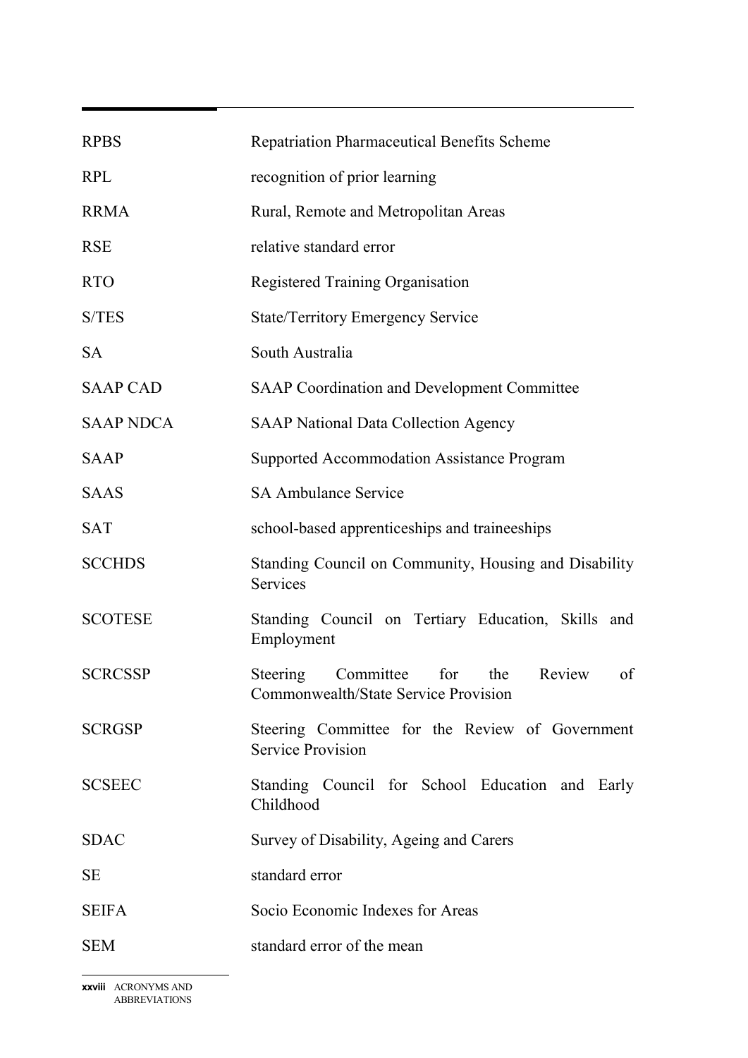| | |
|---|---|
| RPBS | Repatriation Pharmaceutical Benefits Scheme |
| RPL | recognition of prior learning |
| RRMA | Rural, Remote and Metropolitan Areas |
| RSE | relative standard error |
| RTO | Registered Training Organisation |
| S/TES | State/Territory Emergency Service |
| SA | South Australia |
| SAAP CAD | SAAP Coordination and Development Committee |
| SAAP NDCA | SAAP National Data Collection Agency |
| SAAP | Supported Accommodation Assistance Program |
| SAAS | SA Ambulance Service |
| SAT | school-based apprenticeships and traineeships |
| SCCHDS | Standing Council on Community, Housing and Disability Services |
| SCOTESE | Standing Council on Tertiary Education, Skills and Employment |
| SCRCSSP | Steering Committee for the Review of Commonwealth/State Service Provision |
| SCRGSP | Steering Committee for the Review of Government Service Provision |
| SCSEEC | Standing Council for School Education and Early Childhood |
| SDAC | Survey of Disability, Ageing and Carers |
| SE | standard error |
| SEIFA | Socio Economic Indexes for Areas |
| SEM | standard error of the mean |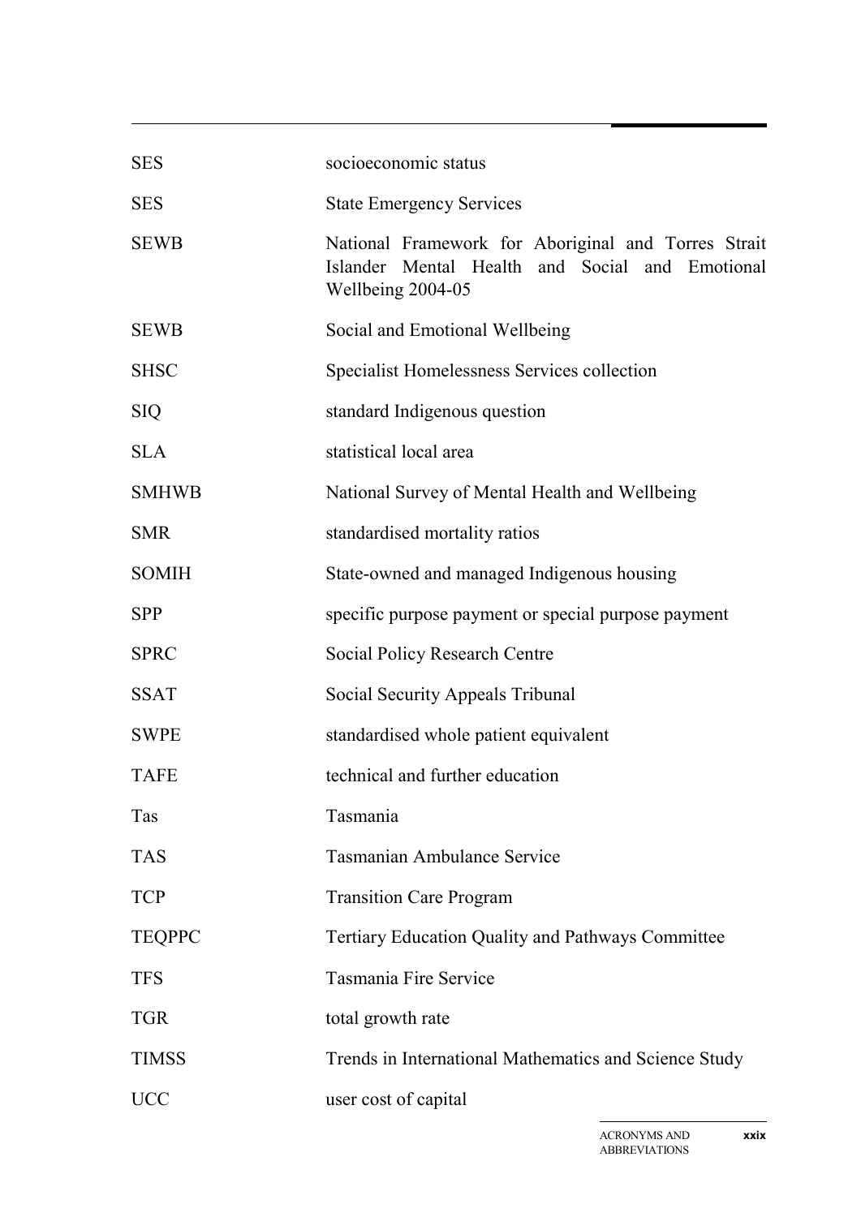| | |
|---|---|
| SES | socioeconomic status |
| SES | State Emergency Services |
| SEWB | National Framework for Aboriginal and Torres Strait Islander Mental Health and Social and Emotional Wellbeing 2004-05 |
| SEWB | Social and Emotional Wellbeing |
| SHSC | Specialist Homelessness Services collection |
| SIQ | standard Indigenous question |
| SLA | statistical local area |
| SMHWB | National Survey of Mental Health and Wellbeing |
| SMR | standardised mortality ratios |
| SOMIH | State-owned and managed Indigenous housing |
| SPP | specific purpose payment or special purpose payment |
| SPRC | Social Policy Research Centre |
| SSAT | Social Security Appeals Tribunal |
| SWPE | standardised whole patient equivalent |
| TAFE | technical and further education |
| Tas | Tasmania |
| TAS | Tasmanian Ambulance Service |
| TCP | Transition Care Program |
| TEQPPC | Tertiary Education Quality and Pathways Committee |
| TFS | Tasmania Fire Service |
| TGR | total growth rate |
| TIMSS | Trends in International Mathematics and Science Study |
| UCC | user cost of capital |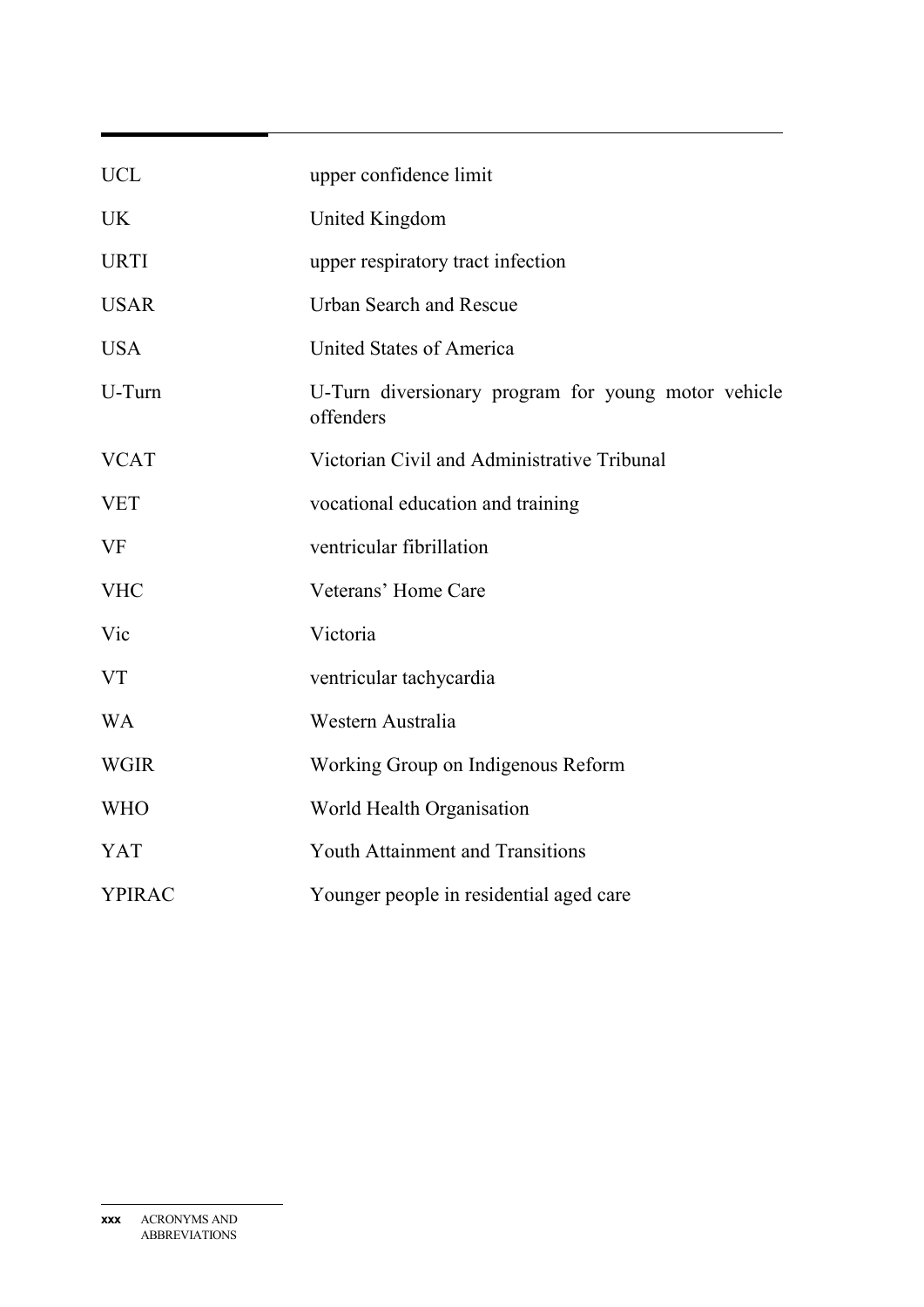| | |
|---|---|
| UCL | upper confidence limit |
| UK | United Kingdom |
| URTI | upper respiratory tract infection |
| USAR | Urban Search and Rescue |
| USA | United States of America |
| U-Turn | U-Turn diversionary program for young motor vehicle offenders |
| VCAT | Victorian Civil and Administrative Tribunal |
| VET | vocational education and training |
| VF | ventricular fibrillation |
| VHC | Veterans' Home Care |
| Vic | Victoria |
| VT | ventricular tachycardia |
| WA | Western Australia |
| WGIR | Working Group on Indigenous Reform |
| WHO | World Health Organisation |
| YAT | Youth Attainment and Transitions |
| YPIRAC | Younger people in residential aged care |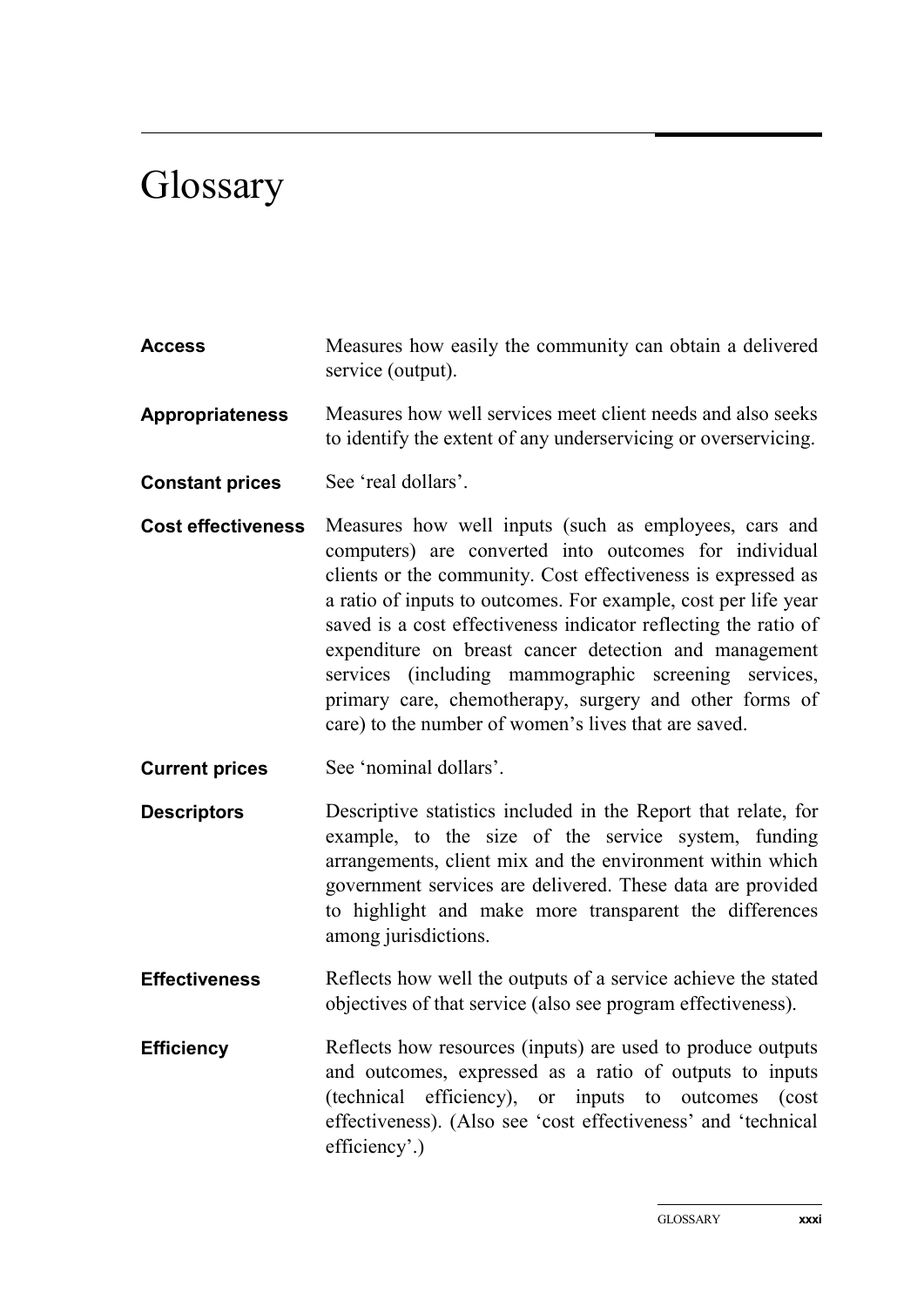# Glossary

**Access** Measures how easily the community can obtain a delivered service (output).

**Appropriateness** Measures how well services meet client needs and also seeks to identify the extent of any underservicing or overservicing.

**Constant prices** See 'real dollars'.

**Cost effectiveness** Measures how well inputs (such as employees, cars and computers) are converted into outcomes for individual clients or the community. Cost effectiveness is expressed as a ratio of inputs to outcomes. For example, cost per life year saved is a cost effectiveness indicator reflecting the ratio of expenditure on breast cancer detection and management services (including mammographic screening services, primary care, chemotherapy, surgery and other forms of care) to the number of women's lives that are saved.

**Current prices** See 'nominal dollars'.

**Descriptors** Descriptive statistics included in the Report that relate, for example, to the size of the service system, funding arrangements, client mix and the environment within which government services are delivered. These data are provided to highlight and make more transparent the differences among jurisdictions.

**Effectiveness** Reflects how well the outputs of a service achieve the stated objectives of that service (also see program effectiveness).

**Efficiency** Reflects how resources (inputs) are used to produce outputs and outcomes, expressed as a ratio of outputs to inputs (technical efficiency), or inputs to outcomes (cost effectiveness). (Also see 'cost effectiveness' and 'technical efficiency'.)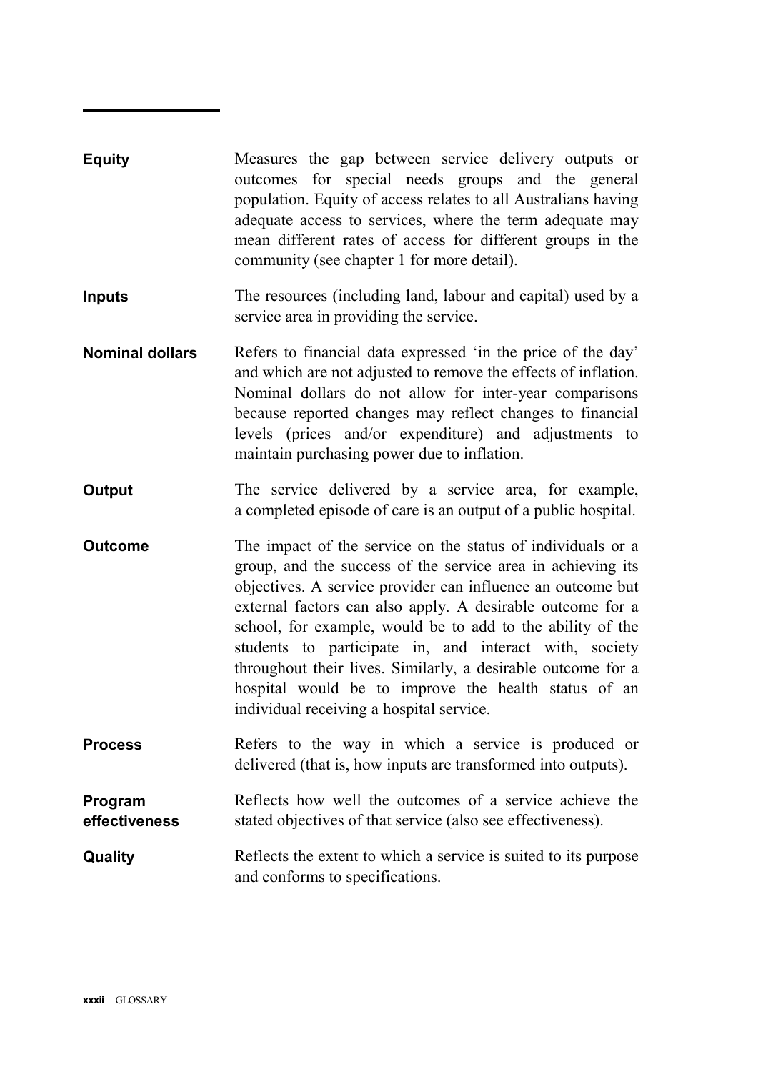**Equity**
Measures the gap between service delivery outputs or outcomes for special needs groups and the general population. Equity of access relates to all Australians having adequate access to services, where the term adequate may mean different rates of access for different groups in the community (see chapter 1 for more detail).

**Inputs**
The resources (including land, labour and capital) used by a service area in providing the service.

**Nominal dollars**
Refers to financial data expressed 'in the price of the day' and which are not adjusted to remove the effects of inflation. Nominal dollars do not allow for inter-year comparisons because reported changes may reflect changes to financial levels (prices and/or expenditure) and adjustments to maintain purchasing power due to inflation.

**Output**
The service delivered by a service area, for example, a completed episode of care is an output of a public hospital.

**Outcome**
The impact of the service on the status of individuals or a group, and the success of the service area in achieving its objectives. A service provider can influence an outcome but external factors can also apply. A desirable outcome for a school, for example, would be to add to the ability of the students to participate in, and interact with, society throughout their lives. Similarly, a desirable outcome for a hospital would be to improve the health status of an individual receiving a hospital service.

**Process**
Refers to the way in which a service is produced or delivered (that is, how inputs are transformed into outputs).

**Program effectiveness**
Reflects how well the outcomes of a service achieve the stated objectives of that service (also see effectiveness).

**Quality**
Reflects the extent to which a service is suited to its purpose and conforms to specifications.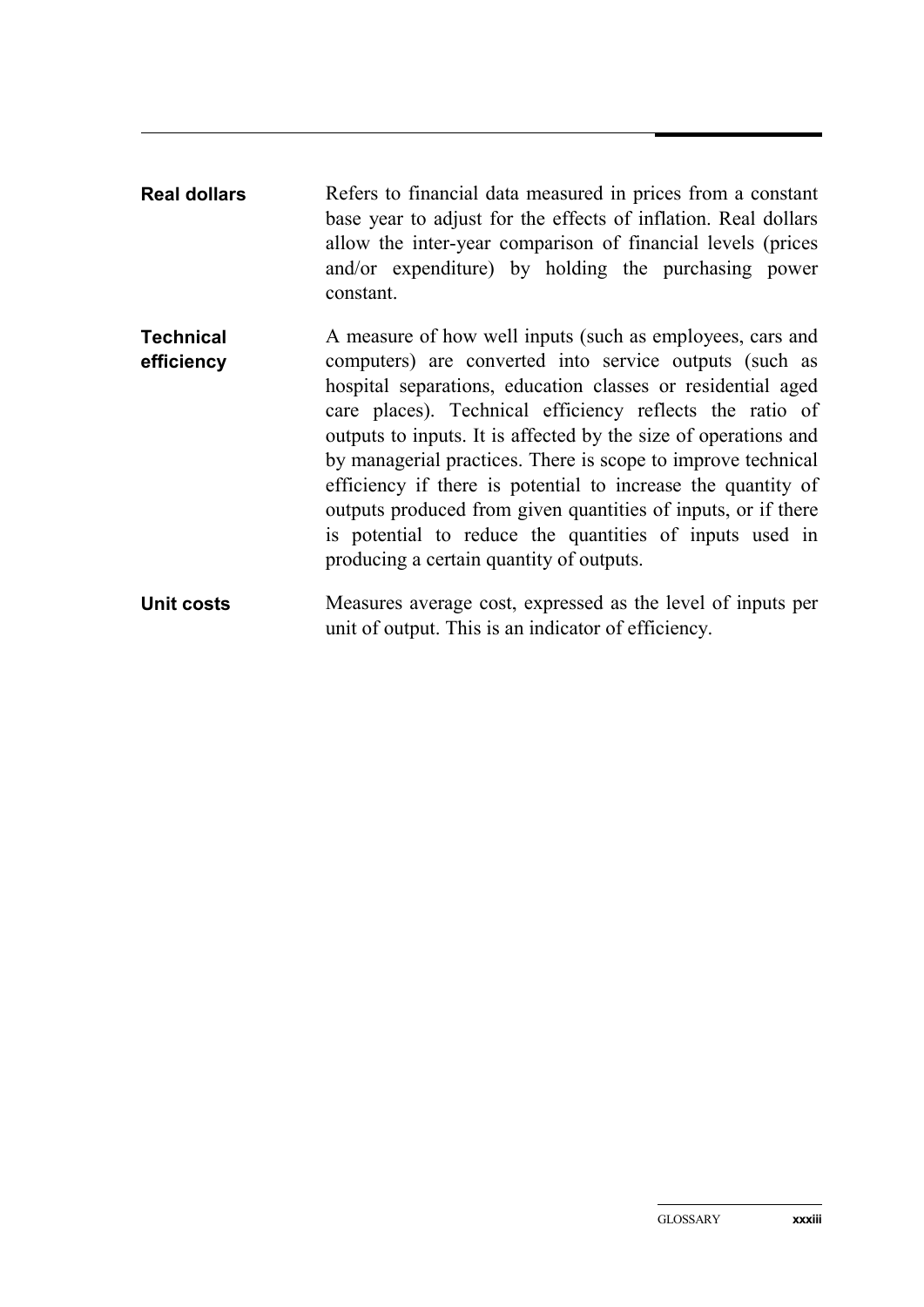**Real dollars** Refers to financial data measured in prices from a constant base year to adjust for the effects of inflation. Real dollars allow the inter-year comparison of financial levels (prices and/or expenditure) by holding the purchasing power constant.

**Technical efficiency** A measure of how well inputs (such as employees, cars and computers) are converted into service outputs (such as hospital separations, education classes or residential aged care places). Technical efficiency reflects the ratio of outputs to inputs. It is affected by the size of operations and by managerial practices. There is scope to improve technical efficiency if there is potential to increase the quantity of outputs produced from given quantities of inputs, or if there is potential to reduce the quantities of inputs used in producing a certain quantity of outputs.

**Unit costs** Measures average cost, expressed as the level of inputs per unit of output. This is an indicator of efficiency.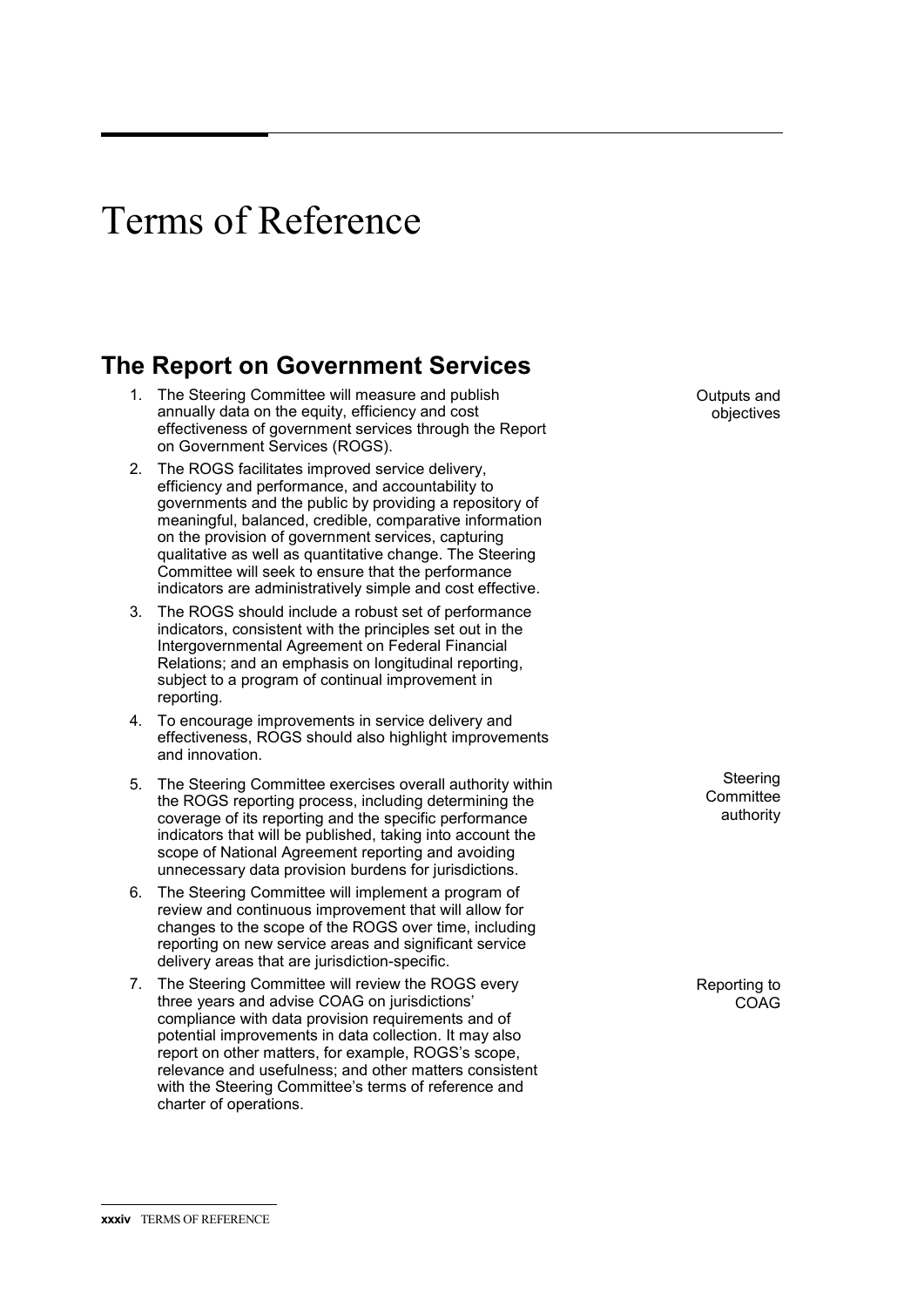# Terms of Reference

## The Report on Government Services

Outputs and objectives

1. The Steering Committee will measure and publish annually data on the equity, efficiency and cost effectiveness of government services through the Report on Government Services (ROGS).
2. The ROGS facilitates improved service delivery, efficiency and performance, and accountability to governments and the public by providing a repository of meaningful, balanced, credible, comparative information on the provision of government services, capturing qualitative as well as quantitative change. The Steering Committee will seek to ensure that the performance indicators are administratively simple and cost effective.
3. The ROGS should include a robust set of performance indicators, consistent with the principles set out in the Intergovernmental Agreement on Federal Financial Relations; and an emphasis on longitudinal reporting, subject to a program of continual improvement in reporting.
4. To encourage improvements in service delivery and effectiveness, ROGS should also highlight improvements and innovation.

Steering Committee authority

5. The Steering Committee exercises overall authority within the ROGS reporting process, including determining the coverage of its reporting and the specific performance indicators that will be published, taking into account the scope of National Agreement reporting and avoiding unnecessary data provision burdens for jurisdictions.
6. The Steering Committee will implement a program of review and continuous improvement that will allow for changes to the scope of the ROGS over time, including reporting on new service areas and significant service delivery areas that are jurisdiction-specific.

Reporting to COAG

7. The Steering Committee will review the ROGS every three years and advise COAG on jurisdictions' compliance with data provision requirements and of potential improvements in data collection. It may also report on other matters, for example, ROGS's scope, relevance and usefulness; and other matters consistent with the Steering Committee's terms of reference and charter of operations.